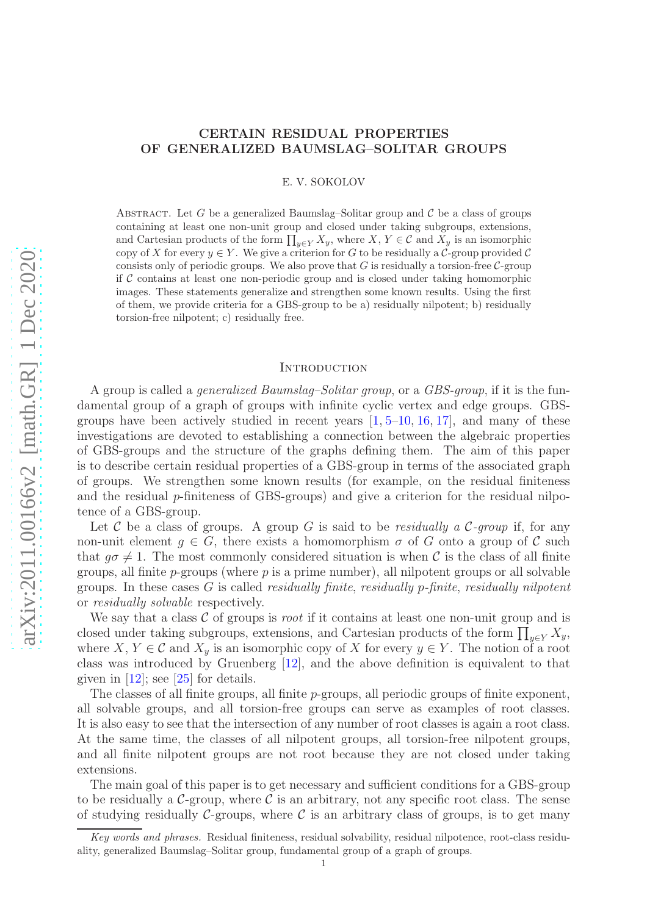# CERTAIN RESIDUAL PROPERTIES OF GENERALIZED BAUMSLAG–SOLITAR GROUPS

E. V. SOKOLOV

Abstract. Let $G$ be a generalized Baumslag–Solitar group and $\mathcal{C}$ be a class of groups containing at least one non-unit group and closed under taking subgroups, extensions, and Cartesian products of the form $\prod_{y \in Y} X_y$, where $X, Y \in \mathcal{C}$ and $X_y$ is an isomorphic copy of $X$ for every $y \in Y$. We give a criterion for $G$ to be residually a $\mathcal{C}$-group provided $\mathcal{C}$ consists only of periodic groups. We also prove that $G$ is residually a torsion-free $\mathcal{C}$-group if $\mathcal{C}$ contains at least one non-periodic group and is closed under taking homomorphic images. These statements generalize and strengthen some known results. Using the first of them, we provide criteria for a GBS-group to be a) residually nilpotent; b) residually torsion-free nilpotent; c) residually free.

## Introduction

A group is called a *generalized Baumslag–Solitar group*, or a *GBS-group*, if it is the fundamental group of a graph of groups with infinite cyclic vertex and edge groups. GBS-groups have been actively studied in recent years [1, 5–10, 16, 17], and many of these investigations are devoted to establishing a connection between the algebraic properties of GBS-groups and the structure of the graphs defining them. The aim of this paper is to describe certain residual properties of a GBS-group in terms of the associated graph of groups. We strengthen some known results (for example, on the residual finiteness and the residual $p$-finiteness of GBS-groups) and give a criterion for the residual nilpotence of a GBS-group.

Let $\mathcal{C}$ be a class of groups. A group $G$ is said to be *residually a $\mathcal{C}$-group* if, for any non-unit element $g \in G$, there exists a homomorphism $\sigma$ of $G$ onto a group of $\mathcal{C}$ such that $g\sigma \neq 1$. The most commonly considered situation is when $\mathcal{C}$ is the class of all finite groups, all finite $p$-groups (where $p$ is a prime number), all nilpotent groups or all solvable groups. In these cases $G$ is called *residually finite*, *residually $p$-finite*, *residually nilpotent* or *residually solvable* respectively.

We say that a class $\mathcal{C}$ of groups is *root* if it contains at least one non-unit group and is closed under taking subgroups, extensions, and Cartesian products of the form $\prod_{y \in Y} X_y$, where $X, Y \in \mathcal{C}$ and $X_y$ is an isomorphic copy of $X$ for every $y \in Y$. The notion of a root class was introduced by Gruenberg [12], and the above definition is equivalent to that given in [12]; see [25] for details.

The classes of all finite groups, all finite $p$-groups, all periodic groups of finite exponent, all solvable groups, and all torsion-free groups can serve as examples of root classes. It is also easy to see that the intersection of any number of root classes is again a root class. At the same time, the classes of all nilpotent groups, all torsion-free nilpotent groups, and all finite nilpotent groups are not root because they are not closed under taking extensions.

The main goal of this paper is to get necessary and sufficient conditions for a GBS-group to be residually a $\mathcal{C}$-group, where $\mathcal{C}$ is an arbitrary, not any specific root class. The sense of studying residually $\mathcal{C}$-groups, where $\mathcal{C}$ is an arbitrary class of groups, is to get many

*Key words and phrases.* Residual finiteness, residual solvability, residual nilpotence, root-class residuality, generalized Baumslag–Solitar group, fundamental group of a graph of groups.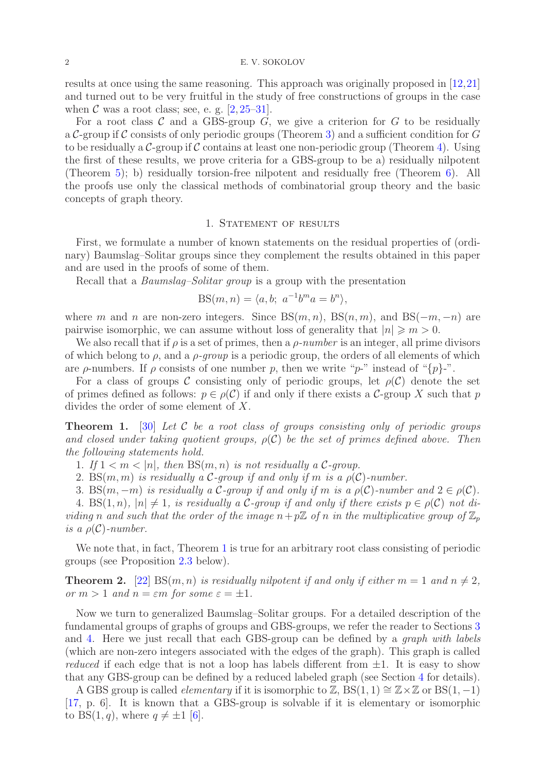results at once using the same reasoning. This approach was originally proposed in [12,21] and turned out to be very fruitful in the study of free constructions of groups in the case when $\mathcal{C}$ was a root class; see, e. g. [2, 25–31].

For a root class $\mathcal{C}$ and a GBS-group $G$, we give a criterion for $G$ to be residually a $\mathcal{C}$-group if $\mathcal{C}$ consists of only periodic groups (Theorem 3) and a sufficient condition for $G$ to be residually a $\mathcal{C}$-group if $\mathcal{C}$ contains at least one non-periodic group (Theorem 4). Using the first of these results, we prove criteria for a GBS-group to be a) residually nilpotent (Theorem 5); b) residually torsion-free nilpotent and residually free (Theorem 6). All the proofs use only the classical methods of combinatorial group theory and the basic concepts of graph theory.

## 1. Statement of results

First, we formulate a number of known statements on the residual properties of (ordinary) Baumslag–Solitar groups since they complement the results obtained in this paper and are used in the proofs of some of them.

Recall that a *Baumslag–Solitar group* is a group with the presentation

$$\mathrm{BS}(m, n) = \langle a, b;\ a^{-1}b^m a = b^n\rangle,$$

where $m$ and $n$ are non-zero integers. Since $\mathrm{BS}(m, n)$, $\mathrm{BS}(n, m)$, and $\mathrm{BS}(-m, -n)$ are pairwise isomorphic, we can assume without loss of generality that $|n| \geqslant m > 0$.

We also recall that if $\rho$ is a set of primes, then a *$\rho$-number* is an integer, all prime divisors of which belong to $\rho$, and a *$\rho$-group* is a periodic group, the orders of all elements of which are $\rho$-numbers. If $\rho$ consists of one number $p$, then we write "$p$-" instead of "$\{p\}$-".

For a class of groups $\mathcal{C}$ consisting only of periodic groups, let $\rho(\mathcal{C})$ denote the set of primes defined as follows: $p \in \rho(\mathcal{C})$ if and only if there exists a $\mathcal{C}$-group $X$ such that $p$ divides the order of some element of $X$.

**Theorem 1.** [30] *Let $\mathcal{C}$ be a root class of groups consisting only of periodic groups and closed under taking quotient groups, $\rho(\mathcal{C})$ be the set of primes defined above. Then the following statements hold.*

1. *If $1 < m < |n|$, then $\mathrm{BS}(m, n)$ is not residually a $\mathcal{C}$-group.*
2. *$\mathrm{BS}(m, m)$ is residually a $\mathcal{C}$-group if and only if $m$ is a $\rho(\mathcal{C})$-number.*
3. *$\mathrm{BS}(m, -m)$ is residually a $\mathcal{C}$-group if and only if $m$ is a $\rho(\mathcal{C})$-number and $2 \in \rho(\mathcal{C})$.*
4. *$\mathrm{BS}(1, n)$, $|n| \neq 1$, is residually a $\mathcal{C}$-group if and only if there exists $p \in \rho(\mathcal{C})$ not dividing $n$ and such that the order of the image $n + p\mathbb{Z}$ of $n$ in the multiplicative group of $\mathbb{Z}_p$ is a $\rho(\mathcal{C})$-number.*

We note that, in fact, Theorem 1 is true for an arbitrary root class consisting of periodic groups (see Proposition 2.3 below).

**Theorem 2.** [22] *$\mathrm{BS}(m, n)$ is residually nilpotent if and only if either $m = 1$ and $n \neq 2$, or $m > 1$ and $n = \varepsilon m$ for some $\varepsilon = \pm 1$.*

Now we turn to generalized Baumslag–Solitar groups. For a detailed description of the fundamental groups of graphs of groups and GBS-groups, we refer the reader to Sections 3 and 4. Here we just recall that each GBS-group can be defined by a *graph with labels* (which are non-zero integers associated with the edges of the graph). This graph is called *reduced* if each edge that is not a loop has labels different from $\pm 1$. It is easy to show that any GBS-group can be defined by a reduced labeled graph (see Section 4 for details).

A GBS group is called *elementary* if it is isomorphic to $\mathbb{Z}$, $\mathrm{BS}(1, 1) \cong \mathbb{Z} \times \mathbb{Z}$ or $\mathrm{BS}(1, -1)$ [17, p. 6]. It is known that a GBS-group is solvable if it is elementary or isomorphic to $\mathrm{BS}(1, q)$, where $q \neq \pm 1$ [6].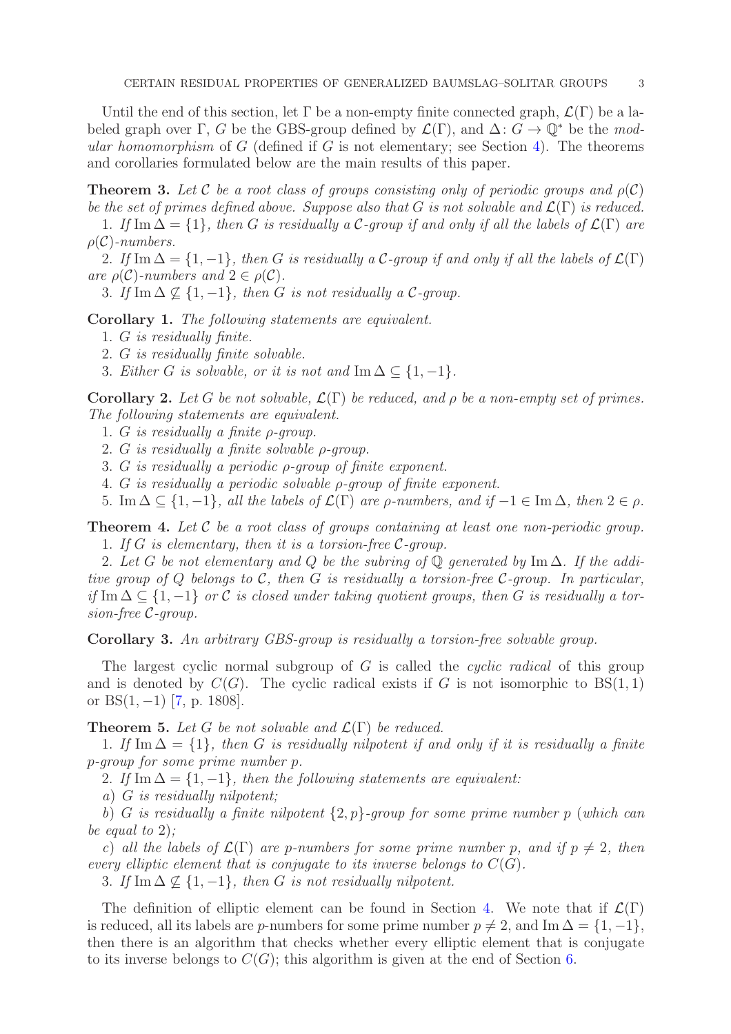Until the end of this section, let $\Gamma$ be a non-empty finite connected graph, $\mathcal{L}(\Gamma)$ be a labeled graph over $\Gamma$, $G$ be the GBS-group defined by $\mathcal{L}(\Gamma)$, and $\Delta\colon G \to \mathbb{Q}^*$ be the *modular homomorphism* of $G$ (defined if $G$ is not elementary; see Section 4). The theorems and corollaries formulated below are the main results of this paper.

**Theorem 3.** *Let $\mathcal{C}$ be a root class of groups consisting only of periodic groups and $\rho(\mathcal{C})$ be the set of primes defined above. Suppose also that $G$ is not solvable and $\mathcal{L}(\Gamma)$ is reduced.*

1. *If $\operatorname{Im}\Delta = \{1\}$, then $G$ is residually a $\mathcal{C}$-group if and only if all the labels of $\mathcal{L}(\Gamma)$ are $\rho(\mathcal{C})$-numbers.*

2. *If $\operatorname{Im}\Delta = \{1, -1\}$, then $G$ is residually a $\mathcal{C}$-group if and only if all the labels of $\mathcal{L}(\Gamma)$ are $\rho(\mathcal{C})$-numbers and $2 \in \rho(\mathcal{C})$.*

3. *If $\operatorname{Im}\Delta \not\subseteq \{1, -1\}$, then $G$ is not residually a $\mathcal{C}$-group.*

**Corollary 1.** *The following statements are equivalent.*

1. *$G$ is residually finite.*
2. *$G$ is residually finite solvable.*
3. *Either $G$ is solvable, or it is not and $\operatorname{Im}\Delta \subseteq \{1, -1\}$.*

**Corollary 2.** *Let $G$ be not solvable, $\mathcal{L}(\Gamma)$ be reduced, and $\rho$ be a non-empty set of primes. The following statements are equivalent.*

1. *$G$ is residually a finite $\rho$-group.*
2. *$G$ is residually a finite solvable $\rho$-group.*
3. *$G$ is residually a periodic $\rho$-group of finite exponent.*
4. *$G$ is residually a periodic solvable $\rho$-group of finite exponent.*
5. *$\operatorname{Im}\Delta \subseteq \{1, -1\}$, all the labels of $\mathcal{L}(\Gamma)$ are $\rho$-numbers, and if $-1 \in \operatorname{Im}\Delta$, then $2 \in \rho$.*

**Theorem 4.** *Let $\mathcal{C}$ be a root class of groups containing at least one non-periodic group.*

1. *If $G$ is elementary, then it is a torsion-free $\mathcal{C}$-group.*

2. *Let $G$ be not elementary and $Q$ be the subring of $\mathbb{Q}$ generated by $\operatorname{Im}\Delta$. If the additive group of $Q$ belongs to $\mathcal{C}$, then $G$ is residually a torsion-free $\mathcal{C}$-group. In particular, if $\operatorname{Im}\Delta \subseteq \{1, -1\}$ or $\mathcal{C}$ is closed under taking quotient groups, then $G$ is residually a torsion-free $\mathcal{C}$-group.*

**Corollary 3.** *An arbitrary GBS-group is residually a torsion-free solvable group.*

The largest cyclic normal subgroup of $G$ is called the *cyclic radical* of this group and is denoted by $C(G)$. The cyclic radical exists if $G$ is not isomorphic to $\mathrm{BS}(1, 1)$ or $\mathrm{BS}(1, -1)$ [7, p. 1808].

**Theorem 5.** *Let $G$ be not solvable and $\mathcal{L}(\Gamma)$ be reduced.*

1. *If $\operatorname{Im}\Delta = \{1\}$, then $G$ is residually nilpotent if and only if it is residually a finite $p$-group for some prime number $p$.*

2. *If $\operatorname{Im}\Delta = \{1, -1\}$, then the following statements are equivalent:*

*a) $G$ is residually nilpotent;*

*b) $G$ is residually a finite nilpotent $\{2, p\}$-group for some prime number $p$ (which can be equal to 2);*

*c) all the labels of $\mathcal{L}(\Gamma)$ are $p$-numbers for some prime number $p$, and if $p \neq 2$, then every elliptic element that is conjugate to its inverse belongs to $C(G)$.*

3. *If $\operatorname{Im}\Delta \not\subseteq \{1, -1\}$, then $G$ is not residually nilpotent.*

The definition of elliptic element can be found in Section 4. We note that if $\mathcal{L}(\Gamma)$ is reduced, all its labels are $p$-numbers for some prime number $p \neq 2$, and $\operatorname{Im}\Delta = \{1, -1\}$, then there is an algorithm that checks whether every elliptic element that is conjugate to its inverse belongs to $C(G)$; this algorithm is given at the end of Section 6.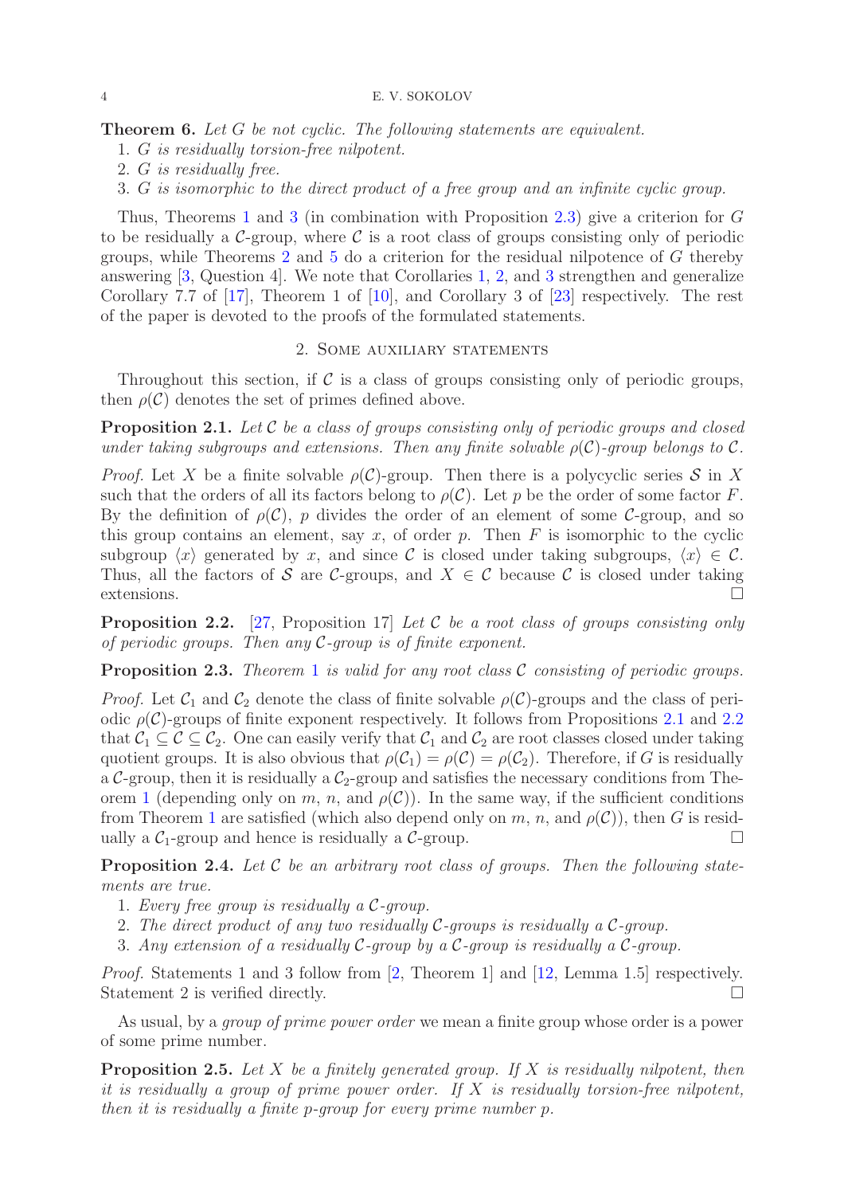**Theorem 6.** *Let $G$ be not cyclic. The following statements are equivalent.*

1. *$G$ is residually torsion-free nilpotent.*
2. *$G$ is residually free.*
3. *$G$ is isomorphic to the direct product of a free group and an infinite cyclic group.*

Thus, Theorems 1 and 3 (in combination with Proposition 2.3) give a criterion for $G$ to be residually a $\mathcal{C}$-group, where $\mathcal{C}$ is a root class of groups consisting only of periodic groups, while Theorems 2 and 5 do a criterion for the residual nilpotence of $G$ thereby answering [3, Question 4]. We note that Corollaries 1, 2, and 3 strengthen and generalize Corollary 7.7 of [17], Theorem 1 of [10], and Corollary 3 of [23] respectively. The rest of the paper is devoted to the proofs of the formulated statements.

## 2. Some auxiliary statements

Throughout this section, if $\mathcal{C}$ is a class of groups consisting only of periodic groups, then $\rho(\mathcal{C})$ denotes the set of primes defined above.

**Proposition 2.1.** *Let $\mathcal{C}$ be a class of groups consisting only of periodic groups and closed under taking subgroups and extensions. Then any finite solvable $\rho(\mathcal{C})$-group belongs to $\mathcal{C}$.*

*Proof.* Let $X$ be a finite solvable $\rho(\mathcal{C})$-group. Then there is a polycyclic series $\mathcal{S}$ in $X$ such that the orders of all its factors belong to $\rho(\mathcal{C})$. Let $p$ be the order of some factor $F$. By the definition of $\rho(\mathcal{C})$, $p$ divides the order of an element of some $\mathcal{C}$-group, and so this group contains an element, say $x$, of order $p$. Then $F$ is isomorphic to the cyclic subgroup $\langle x \rangle$ generated by $x$, and since $\mathcal{C}$ is closed under taking subgroups, $\langle x \rangle \in \mathcal{C}$. Thus, all the factors of $\mathcal{S}$ are $\mathcal{C}$-groups, and $X \in \mathcal{C}$ because $\mathcal{C}$ is closed under taking extensions. $\square$

**Proposition 2.2.** [27, Proposition 17] *Let $\mathcal{C}$ be a root class of groups consisting only of periodic groups. Then any $\mathcal{C}$-group is of finite exponent.*

**Proposition 2.3.** *Theorem 1 is valid for any root class $\mathcal{C}$ consisting of periodic groups.*

*Proof.* Let $\mathcal{C}_1$ and $\mathcal{C}_2$ denote the class of finite solvable $\rho(\mathcal{C})$-groups and the class of periodic $\rho(\mathcal{C})$-groups of finite exponent respectively. It follows from Propositions 2.1 and 2.2 that $\mathcal{C}_1 \subseteq \mathcal{C} \subseteq \mathcal{C}_2$. One can easily verify that $\mathcal{C}_1$ and $\mathcal{C}_2$ are root classes closed under taking quotient groups. It is also obvious that $\rho(\mathcal{C}_1) = \rho(\mathcal{C}) = \rho(\mathcal{C}_2)$. Therefore, if $G$ is residually a $\mathcal{C}$-group, then it is residually a $\mathcal{C}_2$-group and satisfies the necessary conditions from Theorem 1 (depending only on $m$, $n$, and $\rho(\mathcal{C})$). In the same way, if the sufficient conditions from Theorem 1 are satisfied (which also depend only on $m$, $n$, and $\rho(\mathcal{C})$), then $G$ is residually a $\mathcal{C}_1$-group and hence is residually a $\mathcal{C}$-group. $\square$

**Proposition 2.4.** *Let $\mathcal{C}$ be an arbitrary root class of groups. Then the following statements are true.*

1. *Every free group is residually a $\mathcal{C}$-group.*
2. *The direct product of any two residually $\mathcal{C}$-groups is residually a $\mathcal{C}$-group.*
3. *Any extension of a residually $\mathcal{C}$-group by a $\mathcal{C}$-group is residually a $\mathcal{C}$-group.*

*Proof.* Statements 1 and 3 follow from [2, Theorem 1] and [12, Lemma 1.5] respectively. Statement 2 is verified directly. $\square$

As usual, by a *group of prime power order* we mean a finite group whose order is a power of some prime number.

**Proposition 2.5.** *Let $X$ be a finitely generated group. If $X$ is residually nilpotent, then it is residually a group of prime power order. If $X$ is residually torsion-free nilpotent, then it is residually a finite $p$-group for every prime number $p$.*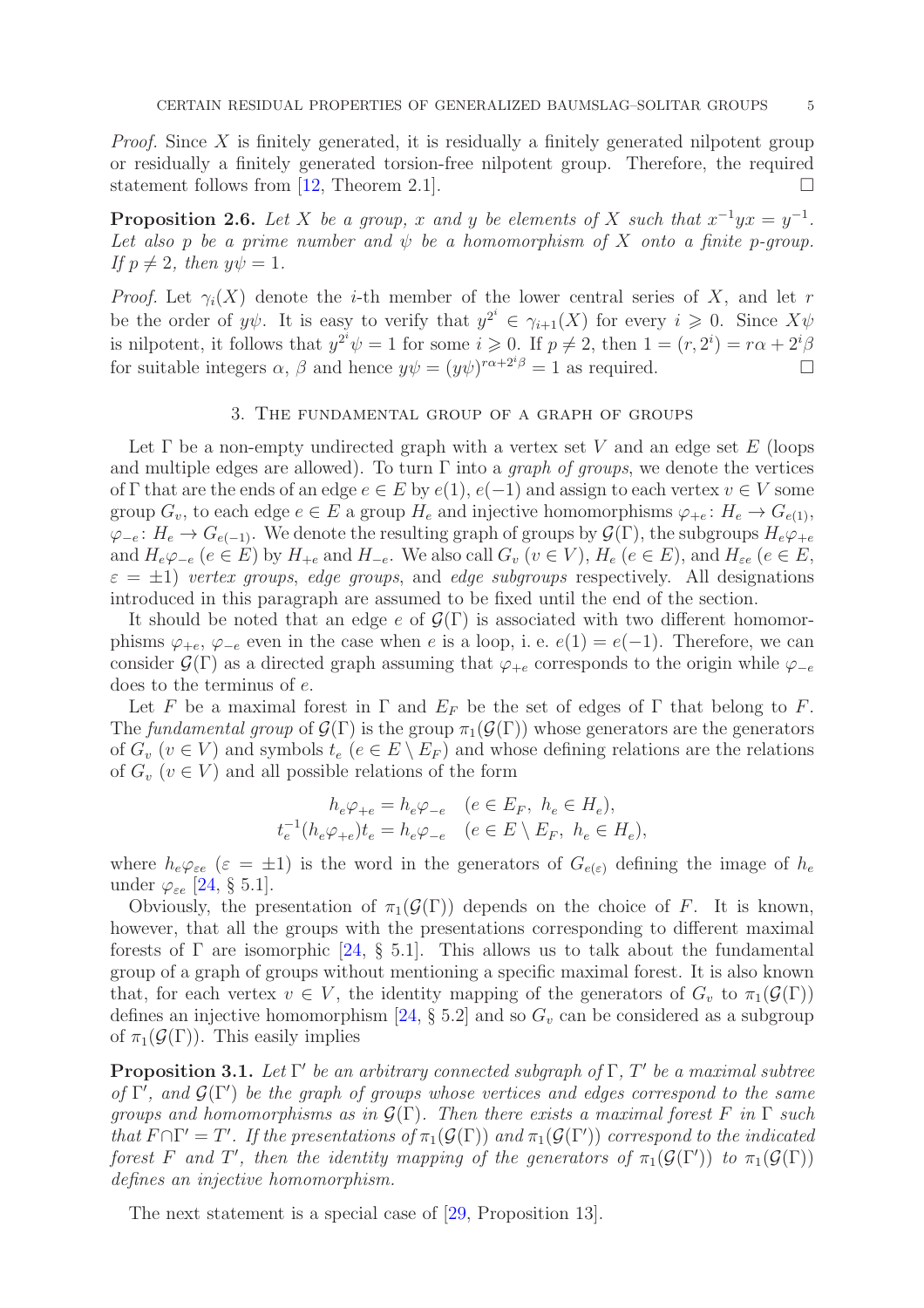*Proof.* Since $X$ is finitely generated, it is residually a finitely generated nilpotent group or residually a finitely generated torsion-free nilpotent group. Therefore, the required statement follows from [12, Theorem 2.1]. $\square$

**Proposition 2.6.** *Let $X$ be a group, $x$ and $y$ be elements of $X$ such that $x^{-1}yx = y^{-1}$. Let also $p$ be a prime number and $\psi$ be a homomorphism of $X$ onto a finite $p$-group. If $p \neq 2$, then $y\psi = 1$.*

*Proof.* Let $\gamma_i(X)$ denote the $i$-th member of the lower central series of $X$, and let $r$ be the order of $y\psi$. It is easy to verify that $y^{2^i} \in \gamma_{i+1}(X)$ for every $i \geqslant 0$. Since $X\psi$ is nilpotent, it follows that $y^{2^i}\psi = 1$ for some $i \geqslant 0$. If $p \neq 2$, then $1 = (r, 2^i) = r\alpha + 2^i\beta$ for suitable integers $\alpha$, $\beta$ and hence $y\psi = (y\psi)^{r\alpha + 2^i\beta} = 1$ as required. $\square$

## 3. The fundamental group of a graph of groups

Let $\Gamma$ be a non-empty undirected graph with a vertex set $V$ and an edge set $E$ (loops and multiple edges are allowed). To turn $\Gamma$ into a *graph of groups*, we denote the vertices of $\Gamma$ that are the ends of an edge $e \in E$ by $e(1)$, $e(-1)$ and assign to each vertex $v \in V$ some group $G_v$, to each edge $e \in E$ a group $H_e$ and injective homomorphisms $\varphi_{+e}\colon H_e \to G_{e(1)}$, $\varphi_{-e}\colon H_e \to G_{e(-1)}$. We denote the resulting graph of groups by $\mathcal{G}(\Gamma)$, the subgroups $H_e\varphi_{+e}$ and $H_e\varphi_{-e}$ ($e \in E$) by $H_{+e}$ and $H_{-e}$. We also call $G_v$ ($v \in V$), $H_e$ ($e \in E$), and $H_{\varepsilon e}$ ($e \in E$, $\varepsilon = \pm 1$) *vertex groups*, *edge groups*, and *edge subgroups* respectively. All designations introduced in this paragraph are assumed to be fixed until the end of the section.

It should be noted that an edge $e$ of $\mathcal{G}(\Gamma)$ is associated with two different homomorphisms $\varphi_{+e}$, $\varphi_{-e}$ even in the case when $e$ is a loop, i. e. $e(1) = e(-1)$. Therefore, we can consider $\mathcal{G}(\Gamma)$ as a directed graph assuming that $\varphi_{+e}$ corresponds to the origin while $\varphi_{-e}$ does to the terminus of $e$.

Let $F$ be a maximal forest in $\Gamma$ and $E_F$ be the set of edges of $\Gamma$ that belong to $F$. The *fundamental group* of $\mathcal{G}(\Gamma)$ is the group $\pi_1(\mathcal{G}(\Gamma))$ whose generators are the generators of $G_v$ ($v \in V$) and symbols $t_e$ ($e \in E \setminus E_F$) and whose defining relations are the relations of $G_v$ ($v \in V$) and all possible relations of the form

$$
\begin{aligned}
h_e\varphi_{+e} &= h_e\varphi_{-e} \quad (e \in E_F,\ h_e \in H_e),\\
t_e^{-1}(h_e\varphi_{+e})t_e &= h_e\varphi_{-e} \quad (e \in E \setminus E_F,\ h_e \in H_e),
\end{aligned}
$$

where $h_e\varphi_{\varepsilon e}$ ($\varepsilon = \pm 1$) is the word in the generators of $G_{e(\varepsilon)}$ defining the image of $h_e$ under $\varphi_{\varepsilon e}$ [24, § 5.1].

Obviously, the presentation of $\pi_1(\mathcal{G}(\Gamma))$ depends on the choice of $F$. It is known, however, that all the groups with the presentations corresponding to different maximal forests of $\Gamma$ are isomorphic [24, § 5.1]. This allows us to talk about the fundamental group of a graph of groups without mentioning a specific maximal forest. It is also known that, for each vertex $v \in V$, the identity mapping of the generators of $G_v$ to $\pi_1(\mathcal{G}(\Gamma))$ defines an injective homomorphism [24, § 5.2] and so $G_v$ can be considered as a subgroup of $\pi_1(\mathcal{G}(\Gamma))$. This easily implies

**Proposition 3.1.** *Let $\Gamma'$ be an arbitrary connected subgraph of $\Gamma$, $T'$ be a maximal subtree of $\Gamma'$, and $\mathcal{G}(\Gamma')$ be the graph of groups whose vertices and edges correspond to the same groups and homomorphisms as in $\mathcal{G}(\Gamma)$. Then there exists a maximal forest $F$ in $\Gamma$ such that $F \cap \Gamma' = T'$. If the presentations of $\pi_1(\mathcal{G}(\Gamma))$ and $\pi_1(\mathcal{G}(\Gamma'))$ correspond to the indicated forest $F$ and $T'$, then the identity mapping of the generators of $\pi_1(\mathcal{G}(\Gamma'))$ to $\pi_1(\mathcal{G}(\Gamma))$ defines an injective homomorphism.*

The next statement is a special case of [29, Proposition 13].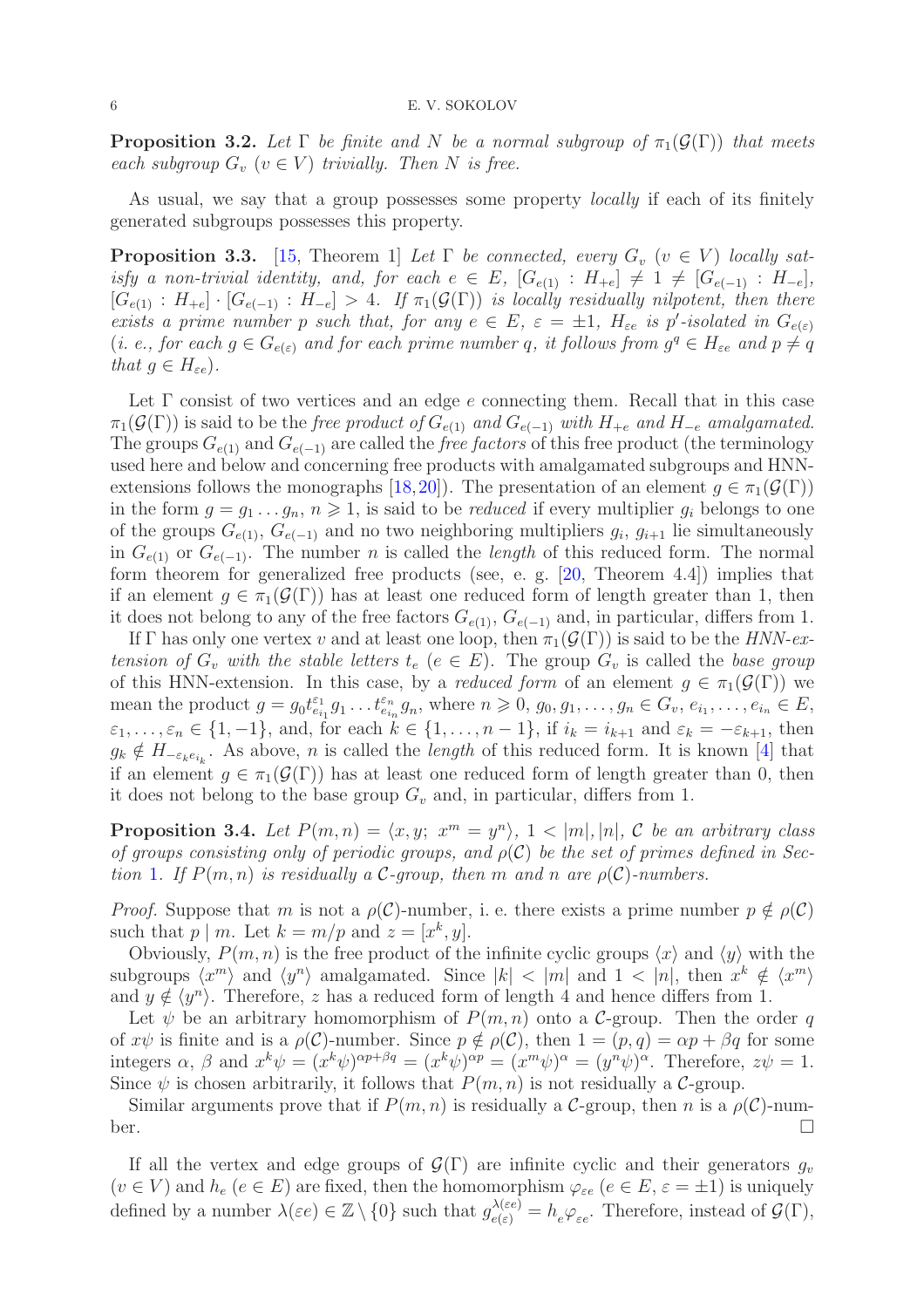**Proposition 3.2.** *Let $\Gamma$ be finite and $N$ be a normal subgroup of $\pi_1(\mathcal{G}(\Gamma))$ that meets each subgroup $G_v$ $(v \in V)$ trivially. Then $N$ is free.*

As usual, we say that a group possesses some property *locally* if each of its finitely generated subgroups possesses this property.

**Proposition 3.3.** [15, Theorem 1] *Let $\Gamma$ be connected, every $G_v$ $(v \in V)$ locally satisfy a non-trivial identity, and, for each $e \in E$, $[G_{e(1)} : H_{+e}] \neq 1 \neq [G_{e(-1)} : H_{-e}]$, $[G_{e(1)} : H_{+e}] \cdot [G_{e(-1)} : H_{-e}] > 4$. If $\pi_1(\mathcal{G}(\Gamma))$ is locally residually nilpotent, then there exists a prime number $p$ such that, for any $e \in E$, $\varepsilon = \pm 1$, $H_{\varepsilon e}$ is $p'$-isolated in $G_{e(\varepsilon)}$ (i. e., for each $g \in G_{e(\varepsilon)}$ and for each prime number $q$, it follows from $g^q \in H_{\varepsilon e}$ and $p \neq q$ that $g \in H_{\varepsilon e}$).*

Let $\Gamma$ consist of two vertices and an edge $e$ connecting them. Recall that in this case $\pi_1(\mathcal{G}(\Gamma))$ is said to be the *free product of $G_{e(1)}$ and $G_{e(-1)}$ with $H_{+e}$ and $H_{-e}$ amalgamated*. The groups $G_{e(1)}$ and $G_{e(-1)}$ are called the *free factors* of this free product (the terminology used here and below and concerning free products with amalgamated subgroups and HNN-extensions follows the monographs [18,20]). The presentation of an element $g \in \pi_1(\mathcal{G}(\Gamma))$ in the form $g = g_1 \ldots g_n$, $n \geqslant 1$, is said to be *reduced* if every multiplier $g_i$ belongs to one of the groups $G_{e(1)}$, $G_{e(-1)}$ and no two neighboring multipliers $g_i$, $g_{i+1}$ lie simultaneously in $G_{e(1)}$ or $G_{e(-1)}$. The number $n$ is called the *length* of this reduced form. The normal form theorem for generalized free products (see, e. g. [20, Theorem 4.4]) implies that if an element $g \in \pi_1(\mathcal{G}(\Gamma))$ has at least one reduced form of length greater than 1, then it does not belong to any of the free factors $G_{e(1)}$, $G_{e(-1)}$ and, in particular, differs from 1.

If $\Gamma$ has only one vertex $v$ and at least one loop, then $\pi_1(\mathcal{G}(\Gamma))$ is said to be the *HNN-extension of $G_v$ with the stable letters $t_e$ $(e \in E)$*. The group $G_v$ is called the *base group* of this HNN-extension. In this case, by a *reduced form* of an element $g \in \pi_1(\mathcal{G}(\Gamma))$ we mean the product $g = g_0 t_{e_{i_1}}^{\varepsilon_1} g_1 \ldots t_{e_{i_n}}^{\varepsilon_n} g_n$, where $n \geqslant 0$, $g_0, g_1, \ldots, g_n \in G_v$, $e_{i_1}, \ldots, e_{i_n} \in E$, $\varepsilon_1, \ldots, \varepsilon_n \in \{1, -1\}$, and, for each $k \in \{1, \ldots, n-1\}$, if $i_k = i_{k+1}$ and $\varepsilon_k = -\varepsilon_{k+1}$, then $g_k \notin H_{-\varepsilon_k e_{i_k}}$. As above, $n$ is called the *length* of this reduced form. It is known [4] that if an element $g \in \pi_1(\mathcal{G}(\Gamma))$ has at least one reduced form of length greater than 0, then it does not belong to the base group $G_v$ and, in particular, differs from 1.

**Proposition 3.4.** *Let $P(m,n) = \langle x, y;\ x^m = y^n \rangle$, $1 < |m|, |n|$, $\mathcal{C}$ be an arbitrary class of groups consisting only of periodic groups, and $\rho(\mathcal{C})$ be the set of primes defined in Section 1. If $P(m,n)$ is residually a $\mathcal{C}$-group, then $m$ and $n$ are $\rho(\mathcal{C})$-numbers.*

*Proof.* Suppose that $m$ is not a $\rho(\mathcal{C})$-number, i. e. there exists a prime number $p \notin \rho(\mathcal{C})$ such that $p \mid m$. Let $k = m/p$ and $z = [x^k, y]$.

Obviously, $P(m,n)$ is the free product of the infinite cyclic groups $\langle x \rangle$ and $\langle y \rangle$ with the subgroups $\langle x^m \rangle$ and $\langle y^n \rangle$ amalgamated. Since $|k| < |m|$ and $1 < |n|$, then $x^k \notin \langle x^m \rangle$ and $y \notin \langle y^n \rangle$. Therefore, $z$ has a reduced form of length 4 and hence differs from 1.

Let $\psi$ be an arbitrary homomorphism of $P(m,n)$ onto a $\mathcal{C}$-group. Then the order $q$ of $x\psi$ is finite and is a $\rho(\mathcal{C})$-number. Since $p \notin \rho(\mathcal{C})$, then $1 = (p, q) = \alpha p + \beta q$ for some integers $\alpha$, $\beta$ and $x^k\psi = (x^k\psi)^{\alpha p + \beta q} = (x^k\psi)^{\alpha p} = (x^m\psi)^{\alpha} = (y^n\psi)^{\alpha}$. Therefore, $z\psi = 1$. Since $\psi$ is chosen arbitrarily, it follows that $P(m,n)$ is not residually a $\mathcal{C}$-group.

Similar arguments prove that if $P(m,n)$ is residually a $\mathcal{C}$-group, then $n$ is a $\rho(\mathcal{C})$-number. $\square$

If all the vertex and edge groups of $\mathcal{G}(\Gamma)$ are infinite cyclic and their generators $g_v$ $(v \in V)$ and $h_e$ $(e \in E)$ are fixed, then the homomorphism $\varphi_{\varepsilon e}$ $(e \in E, \varepsilon = \pm 1)$ is uniquely defined by a number $\lambda(\varepsilon e) \in \mathbb{Z} \setminus \{0\}$ such that $g_{e(\varepsilon)}^{\lambda(\varepsilon e)} = h_e \varphi_{\varepsilon e}$. Therefore, instead of $\mathcal{G}(\Gamma)$,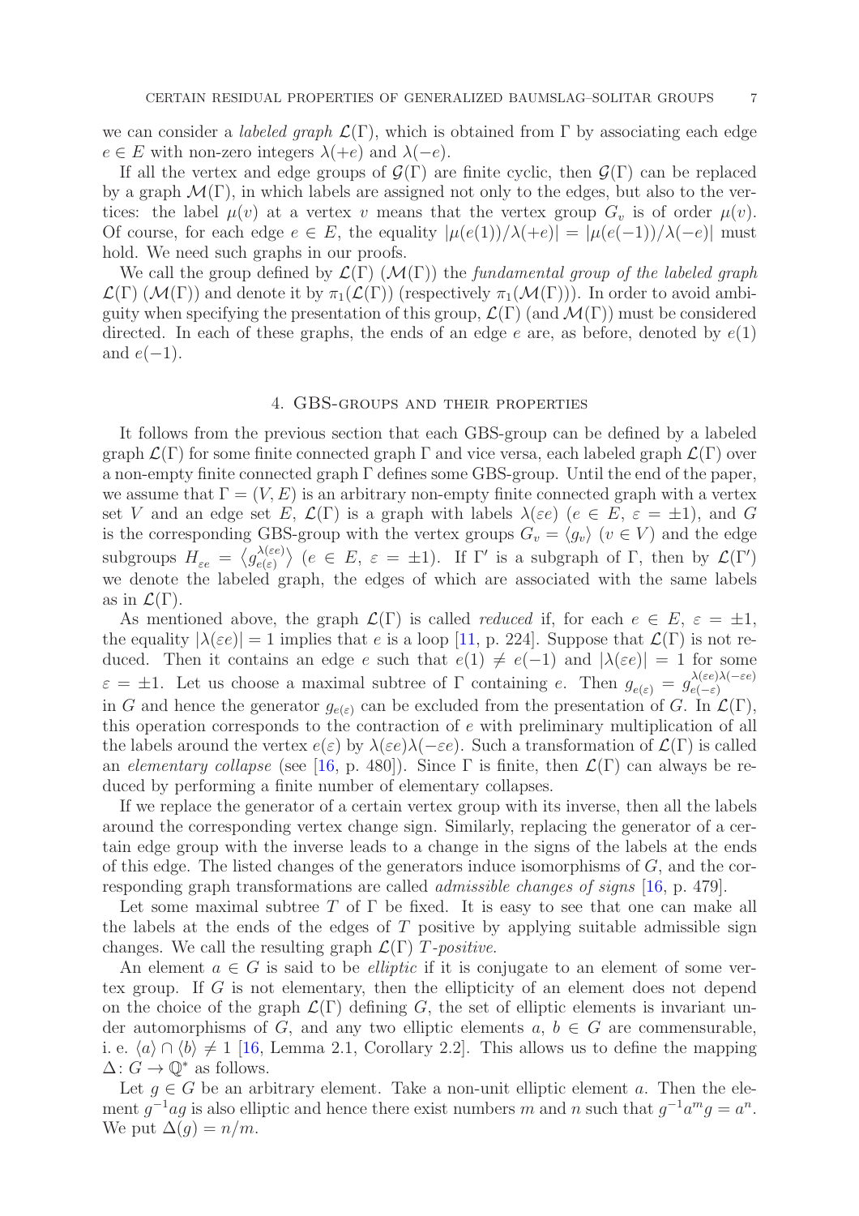we can consider a *labeled graph* $\mathcal{L}(\Gamma)$, which is obtained from $\Gamma$ by associating each edge $e \in E$ with non-zero integers $\lambda(+e)$ and $\lambda(-e)$.

If all the vertex and edge groups of $\mathcal{G}(\Gamma)$ are finite cyclic, then $\mathcal{G}(\Gamma)$ can be replaced by a graph $\mathcal{M}(\Gamma)$, in which labels are assigned not only to the edges, but also to the vertices: the label $\mu(v)$ at a vertex $v$ means that the vertex group $G_v$ is of order $\mu(v)$. Of course, for each edge $e \in E$, the equality $|\mu(e(1))/\lambda(+e)| = |\mu(e(-1))/\lambda(-e)|$ must hold. We need such graphs in our proofs.

We call the group defined by $\mathcal{L}(\Gamma)$ ($\mathcal{M}(\Gamma)$) the *fundamental group of the labeled graph* $\mathcal{L}(\Gamma)$ ($\mathcal{M}(\Gamma)$) and denote it by $\pi_1(\mathcal{L}(\Gamma))$ (respectively $\pi_1(\mathcal{M}(\Gamma))$). In order to avoid ambiguity when specifying the presentation of this group, $\mathcal{L}(\Gamma)$ (and $\mathcal{M}(\Gamma)$) must be considered directed. In each of these graphs, the ends of an edge $e$ are, as before, denoted by $e(1)$ and $e(-1)$.

## 4. GBS-groups and their properties

It follows from the previous section that each GBS-group can be defined by a labeled graph $\mathcal{L}(\Gamma)$ for some finite connected graph $\Gamma$ and vice versa, each labeled graph $\mathcal{L}(\Gamma)$ over a non-empty finite connected graph $\Gamma$ defines some GBS-group. Until the end of the paper, we assume that $\Gamma = (V, E)$ is an arbitrary non-empty finite connected graph with a vertex set $V$ and an edge set $E$, $\mathcal{L}(\Gamma)$ is a graph with labels $\lambda(\varepsilon e)$ ($e \in E$, $\varepsilon = \pm 1$), and $G$ is the corresponding GBS-group with the vertex groups $G_v = \langle g_v \rangle$ ($v \in V$) and the edge subgroups $H_{\varepsilon e} = \langle g_{e(\varepsilon)}^{\lambda(\varepsilon e)} \rangle$ ($e \in E$, $\varepsilon = \pm 1$). If $\Gamma'$ is a subgraph of $\Gamma$, then by $\mathcal{L}(\Gamma')$ we denote the labeled graph, the edges of which are associated with the same labels as in $\mathcal{L}(\Gamma)$.

As mentioned above, the graph $\mathcal{L}(\Gamma)$ is called *reduced* if, for each $e \in E$, $\varepsilon = \pm 1$, the equality $|\lambda(\varepsilon e)| = 1$ implies that $e$ is a loop [11, p. 224]. Suppose that $\mathcal{L}(\Gamma)$ is not reduced. Then it contains an edge $e$ such that $e(1) \neq e(-1)$ and $|\lambda(\varepsilon e)| = 1$ for some $\varepsilon = \pm 1$. Let us choose a maximal subtree of $\Gamma$ containing $e$. Then $g_{e(\varepsilon)} = g_{e(-\varepsilon)}^{\lambda(\varepsilon e)\lambda(-\varepsilon e)}$ in $G$ and hence the generator $g_{e(\varepsilon)}$ can be excluded from the presentation of $G$. In $\mathcal{L}(\Gamma)$, this operation corresponds to the contraction of $e$ with preliminary multiplication of all the labels around the vertex $e(\varepsilon)$ by $\lambda(\varepsilon e)\lambda(-\varepsilon e)$. Such a transformation of $\mathcal{L}(\Gamma)$ is called an *elementary collapse* (see [16, p. 480]). Since $\Gamma$ is finite, then $\mathcal{L}(\Gamma)$ can always be reduced by performing a finite number of elementary collapses.

If we replace the generator of a certain vertex group with its inverse, then all the labels around the corresponding vertex change sign. Similarly, replacing the generator of a certain edge group with the inverse leads to a change in the signs of the labels at the ends of this edge. The listed changes of the generators induce isomorphisms of $G$, and the corresponding graph transformations are called *admissible changes of signs* [16, p. 479].

Let some maximal subtree $T$ of $\Gamma$ be fixed. It is easy to see that one can make all the labels at the ends of the edges of $T$ positive by applying suitable admissible sign changes. We call the resulting graph $\mathcal{L}(\Gamma)$ *$T$-positive*.

An element $a \in G$ is said to be *elliptic* if it is conjugate to an element of some vertex group. If $G$ is not elementary, then the ellipticity of an element does not depend on the choice of the graph $\mathcal{L}(\Gamma)$ defining $G$, the set of elliptic elements is invariant under automorphisms of $G$, and any two elliptic elements $a$, $b \in G$ are commensurable, i. e. $\langle a \rangle \cap \langle b \rangle \neq 1$ [16, Lemma 2.1, Corollary 2.2]. This allows us to define the mapping $\Delta\colon G \to \mathbb{Q}^*$ as follows.

Let $g \in G$ be an arbitrary element. Take a non-unit elliptic element $a$. Then the element $g^{-1}ag$ is also elliptic and hence there exist numbers $m$ and $n$ such that $g^{-1}a^m g = a^n$. We put $\Delta(g) = n/m$.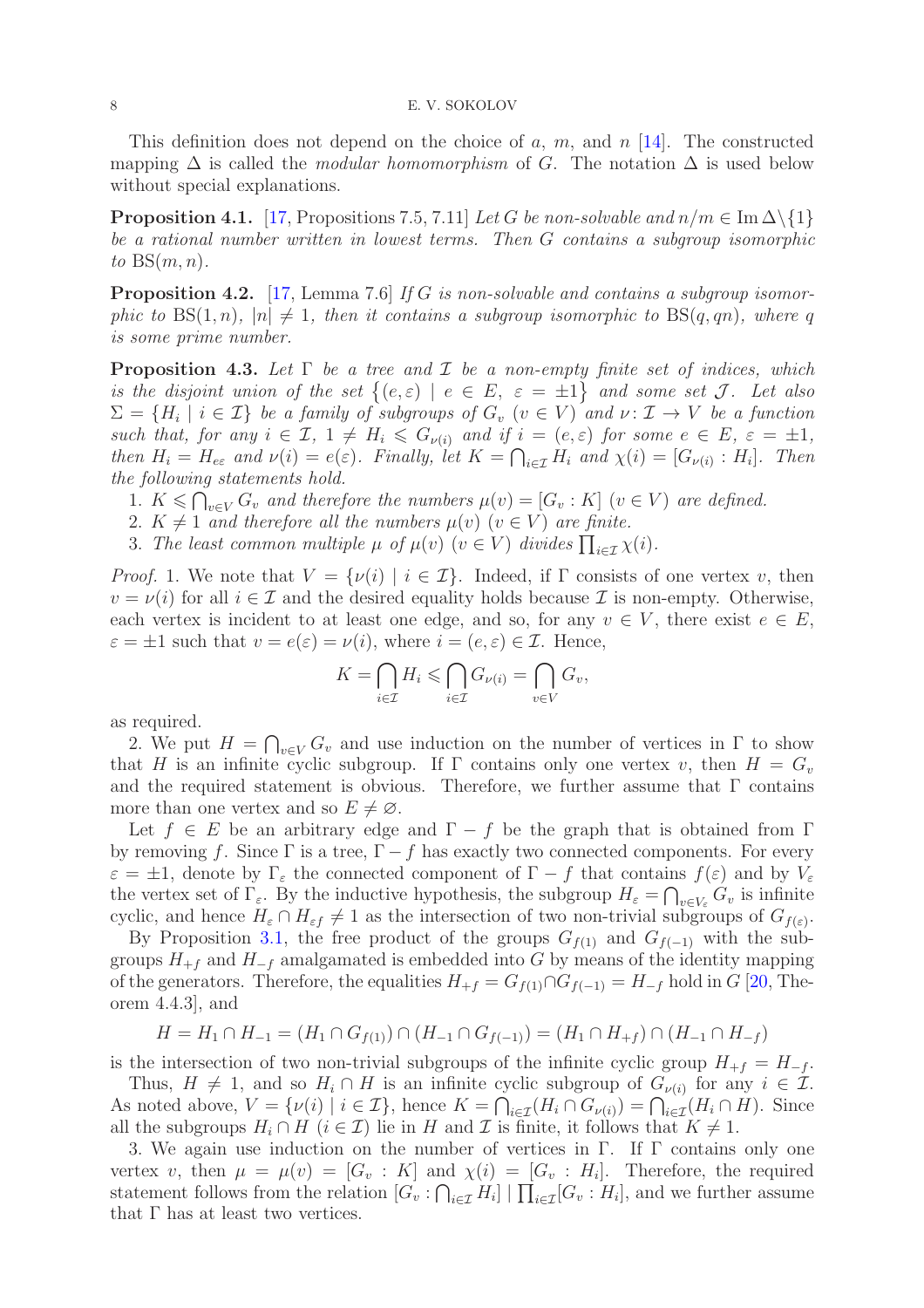This definition does not depend on the choice of $a$, $m$, and $n$ [14]. The constructed mapping $\Delta$ is called the *modular homomorphism* of $G$. The notation $\Delta$ is used below without special explanations.

**Proposition 4.1.** [17, Propositions 7.5, 7.11] *Let $G$ be non-solvable and $n/m \in \operatorname{Im}\Delta\backslash\{1\}$ be a rational number written in lowest terms. Then $G$ contains a subgroup isomorphic to $\mathrm{BS}(m,n)$.*

**Proposition 4.2.** [17, Lemma 7.6] *If $G$ is non-solvable and contains a subgroup isomorphic to $\mathrm{BS}(1,n)$, $|n| \neq 1$, then it contains a subgroup isomorphic to $\mathrm{BS}(q,qn)$, where $q$ is some prime number.*

**Proposition 4.3.** *Let $\Gamma$ be a tree and $\mathcal{I}$ be a non-empty finite set of indices, which is the disjoint union of the set $\{(e,\varepsilon) \mid e \in E,\ \varepsilon = \pm 1\}$ and some set $\mathcal{J}$. Let also $\Sigma = \{H_i \mid i \in \mathcal{I}\}$ be a family of subgroups of $G_v$ ($v \in V$) and $\nu\colon \mathcal{I} \to V$ be a function such that, for any $i \in \mathcal{I}$, $1 \neq H_i \leqslant G_{\nu(i)}$ and if $i = (e,\varepsilon)$ for some $e \in E$, $\varepsilon = \pm 1$, then $H_i = H_{e\varepsilon}$ and $\nu(i) = e(\varepsilon)$. Finally, let $K = \bigcap_{i\in\mathcal{I}} H_i$ and $\chi(i) = [G_{\nu(i)} : H_i]$. Then the following statements hold.*

1. *$K \leqslant \bigcap_{v\in V} G_v$ and therefore the numbers $\mu(v) = [G_v : K]$ ($v \in V$) are defined.*
2. *$K \neq 1$ and therefore all the numbers $\mu(v)$ ($v \in V$) are finite.*
3. *The least common multiple $\mu$ of $\mu(v)$ ($v \in V$) divides $\prod_{i\in\mathcal{I}} \chi(i)$.*

*Proof.* 1. We note that $V = \{\nu(i) \mid i \in \mathcal{I}\}$. Indeed, if $\Gamma$ consists of one vertex $v$, then $v = \nu(i)$ for all $i \in \mathcal{I}$ and the desired equality holds because $\mathcal{I}$ is non-empty. Otherwise, each vertex is incident to at least one edge, and so, for any $v \in V$, there exist $e \in E$, $\varepsilon = \pm 1$ such that $v = e(\varepsilon) = \nu(i)$, where $i = (e,\varepsilon) \in \mathcal{I}$. Hence,

$$K = \bigcap_{i\in\mathcal{I}} H_i \leqslant \bigcap_{i\in\mathcal{I}} G_{\nu(i)} = \bigcap_{v\in V} G_v,$$

as required.

2. We put $H = \bigcap_{v\in V} G_v$ and use induction on the number of vertices in $\Gamma$ to show that $H$ is an infinite cyclic subgroup. If $\Gamma$ contains only one vertex $v$, then $H = G_v$ and the required statement is obvious. Therefore, we further assume that $\Gamma$ contains more than one vertex and so $E \neq \varnothing$.

Let $f \in E$ be an arbitrary edge and $\Gamma - f$ be the graph that is obtained from $\Gamma$ by removing $f$. Since $\Gamma$ is a tree, $\Gamma - f$ has exactly two connected components. For every $\varepsilon = \pm 1$, denote by $\Gamma_\varepsilon$ the connected component of $\Gamma - f$ that contains $f(\varepsilon)$ and by $V_\varepsilon$ the vertex set of $\Gamma_\varepsilon$. By the inductive hypothesis, the subgroup $H_\varepsilon = \bigcap_{v\in V_\varepsilon} G_v$ is infinite cyclic, and hence $H_\varepsilon \cap H_{\varepsilon f} \neq 1$ as the intersection of two non-trivial subgroups of $G_{f(\varepsilon)}$.

By Proposition 3.1, the free product of the groups $G_{f(1)}$ and $G_{f(-1)}$ with the subgroups $H_{+f}$ and $H_{-f}$ amalgamated is embedded into $G$ by means of the identity mapping of the generators. Therefore, the equalities $H_{+f} = G_{f(1)} \cap G_{f(-1)} = H_{-f}$ hold in $G$ [20, Theorem 4.4.3], and

$$H = H_1 \cap H_{-1} = (H_1 \cap G_{f(1)}) \cap (H_{-1} \cap G_{f(-1)}) = (H_1 \cap H_{+f}) \cap (H_{-1} \cap H_{-f})$$

is the intersection of two non-trivial subgroups of the infinite cyclic group $H_{+f} = H_{-f}$.

Thus, $H \neq 1$, and so $H_i \cap H$ is an infinite cyclic subgroup of $G_{\nu(i)}$ for any $i \in \mathcal{I}$. As noted above, $V = \{\nu(i) \mid i \in \mathcal{I}\}$, hence $K = \bigcap_{i\in\mathcal{I}}(H_i \cap G_{\nu(i)}) = \bigcap_{i\in\mathcal{I}}(H_i \cap H)$. Since all the subgroups $H_i \cap H$ ($i \in \mathcal{I}$) lie in $H$ and $\mathcal{I}$ is finite, it follows that $K \neq 1$.

3. We again use induction on the number of vertices in $\Gamma$. If $\Gamma$ contains only one vertex $v$, then $\mu = \mu(v) = [G_v : K]$ and $\chi(i) = [G_v : H_i]$. Therefore, the required statement follows from the relation $[G_v : \bigcap_{i\in\mathcal{I}} H_i] \mid \prod_{i\in\mathcal{I}}[G_v : H_i]$, and we further assume that $\Gamma$ has at least two vertices.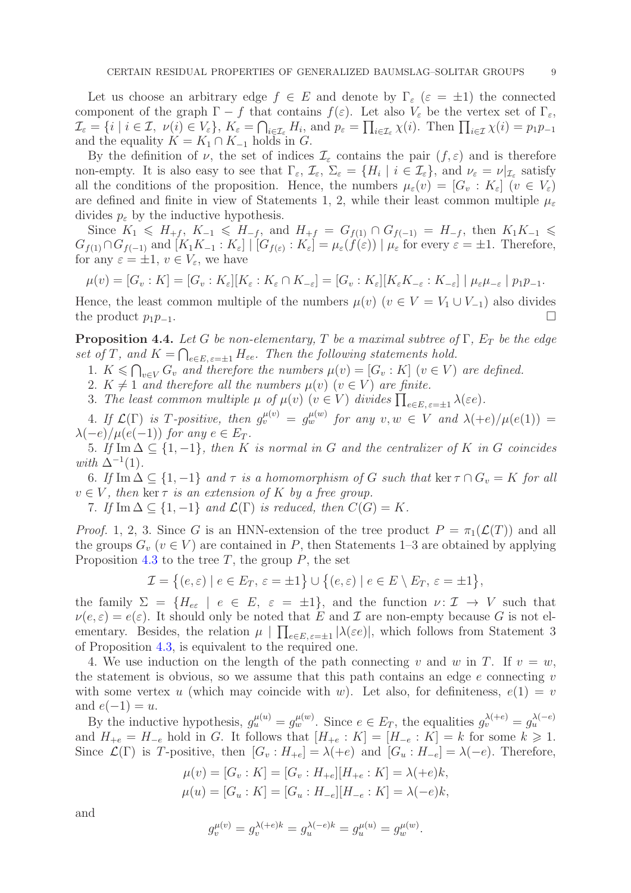Let us choose an arbitrary edge $f \in E$ and denote by $\Gamma_\varepsilon$ ($\varepsilon = \pm 1$) the connected component of the graph $\Gamma - f$ that contains $f(\varepsilon)$. Let also $V_\varepsilon$ be the vertex set of $\Gamma_\varepsilon$, $\mathcal{I}_\varepsilon = \{i \mid i \in \mathcal{I},\ \nu(i) \in V_\varepsilon\}$, $K_\varepsilon = \bigcap_{i \in \mathcal{I}_\varepsilon} H_i$, and $p_\varepsilon = \prod_{i \in \mathcal{I}_\varepsilon} \chi(i)$. Then $\prod_{i \in \mathcal{I}} \chi(i) = p_1 p_{-1}$ and the equality $K = K_1 \cap K_{-1}$ holds in $G$.

By the definition of $\nu$, the set of indices $\mathcal{I}_\varepsilon$ contains the pair $(f, \varepsilon)$ and is therefore non-empty. It is also easy to see that $\Gamma_\varepsilon$, $\mathcal{I}_\varepsilon$, $\Sigma_\varepsilon = \{H_i \mid i \in \mathcal{I}_\varepsilon\}$, and $\nu_\varepsilon = \nu|_{\mathcal{I}_\varepsilon}$ satisfy all the conditions of the proposition. Hence, the numbers $\mu_\varepsilon(v) = [G_v : K_\varepsilon]$ ($v \in V_\varepsilon$) are defined and finite in view of Statements 1, 2, while their least common multiple $\mu_\varepsilon$ divides $p_\varepsilon$ by the inductive hypothesis.

Since $K_1 \leqslant H_{+f}$, $K_{-1} \leqslant H_{-f}$, and $H_{+f} = G_{f(1)} \cap G_{f(-1)} = H_{-f}$, then $K_1 K_{-1} \leqslant G_{f(1)} \cap G_{f(-1)}$ and $[K_1 K_{-1} : K_\varepsilon] \mid [G_{f(\varepsilon)} : K_\varepsilon] = \mu_\varepsilon(f(\varepsilon)) \mid \mu_\varepsilon$ for every $\varepsilon = \pm 1$. Therefore, for any $\varepsilon = \pm 1$, $v \in V_\varepsilon$, we have

$$\mu(v) = [G_v : K] = [G_v : K_\varepsilon][K_\varepsilon : K_\varepsilon \cap K_{-\varepsilon}] = [G_v : K_\varepsilon][K_\varepsilon K_{-\varepsilon} : K_{-\varepsilon}] \mid \mu_\varepsilon \mu_{-\varepsilon} \mid p_1 p_{-1}.$$

Hence, the least common multiple of the numbers $\mu(v)$ ($v \in V = V_1 \cup V_{-1}$) also divides the product $p_1 p_{-1}$. $\square$

**Proposition 4.4.** *Let $G$ be non-elementary, $T$ be a maximal subtree of $\Gamma$, $E_T$ be the edge set of $T$, and $K = \bigcap_{e \in E,\, \varepsilon = \pm 1} H_{\varepsilon e}$. Then the following statements hold.*

1. *$K \leqslant \bigcap_{v \in V} G_v$ and therefore the numbers $\mu(v) = [G_v : K]$ ($v \in V$) are defined.*
2. *$K \neq 1$ and therefore all the numbers $\mu(v)$ ($v \in V$) are finite.*
3. *The least common multiple $\mu$ of $\mu(v)$ ($v \in V$) divides $\prod_{e \in E,\, \varepsilon = \pm 1} \lambda(\varepsilon e)$.*
4. *If $\mathcal{L}(\Gamma)$ is $T$-positive, then $g_v^{\mu(v)} = g_w^{\mu(w)}$ for any $v, w \in V$ and $\lambda(+e)/\mu(e(1)) = \lambda(-e)/\mu(e(-1))$ for any $e \in E_T$.*
5. *If $\operatorname{Im} \Delta \subseteq \{1, -1\}$, then $K$ is normal in $G$ and the centralizer of $K$ in $G$ coincides with $\Delta^{-1}(1)$.*
6. *If $\operatorname{Im} \Delta \subseteq \{1, -1\}$ and $\tau$ is a homomorphism of $G$ such that $\ker \tau \cap G_v = K$ for all $v \in V$, then $\ker \tau$ is an extension of $K$ by a free group.*
7. *If $\operatorname{Im} \Delta \subseteq \{1, -1\}$ and $\mathcal{L}(\Gamma)$ is reduced, then $C(G) = K$.*

*Proof.* 1, 2, 3. Since $G$ is an HNN-extension of the tree product $P = \pi_1(\mathcal{L}(T))$ and all the groups $G_v$ ($v \in V$) are contained in $P$, then Statements 1–3 are obtained by applying Proposition 4.3 to the tree $T$, the group $P$, the set

$$\mathcal{I} = \big\{(e, \varepsilon) \mid e \in E_T,\ \varepsilon = \pm 1\big\} \cup \big\{(e, \varepsilon) \mid e \in E \setminus E_T,\ \varepsilon = \pm 1\big\},$$

the family $\Sigma = \{H_{e\varepsilon} \mid e \in E,\ \varepsilon = \pm 1\}$, and the function $\nu \colon \mathcal{I} \to V$ such that $\nu(e, \varepsilon) = e(\varepsilon)$. It should only be noted that $E$ and $\mathcal{I}$ are non-empty because $G$ is not elementary. Besides, the relation $\mu \mid \prod_{e \in E,\, \varepsilon = \pm 1} |\lambda(\varepsilon e)|$, which follows from Statement 3 of Proposition 4.3, is equivalent to the required one.

4. We use induction on the length of the path connecting $v$ and $w$ in $T$. If $v = w$, the statement is obvious, so we assume that this path contains an edge $e$ connecting $v$ with some vertex $u$ (which may coincide with $w$). Let also, for definiteness, $e(1) = v$ and $e(-1) = u$.

By the inductive hypothesis, $g_u^{\mu(u)} = g_w^{\mu(w)}$. Since $e \in E_T$, the equalities $g_v^{\lambda(+e)} = g_u^{\lambda(-e)}$ and $H_{+e} = H_{-e}$ hold in $G$. It follows that $[H_{+e} : K] = [H_{-e} : K] = k$ for some $k \geqslant 1$. Since $\mathcal{L}(\Gamma)$ is $T$-positive, then $[G_v : H_{+e}] = \lambda(+e)$ and $[G_u : H_{-e}] = \lambda(-e)$. Therefore,

$$\mu(v) = [G_v : K] = [G_v : H_{+e}][H_{+e} : K] = \lambda(+e)k,$$
$$\mu(u) = [G_u : K] = [G_u : H_{-e}][H_{-e} : K] = \lambda(-e)k,$$

and

$$g_v^{\mu(v)} = g_v^{\lambda(+e)k} = g_u^{\lambda(-e)k} = g_u^{\mu(u)} = g_w^{\mu(w)}.$$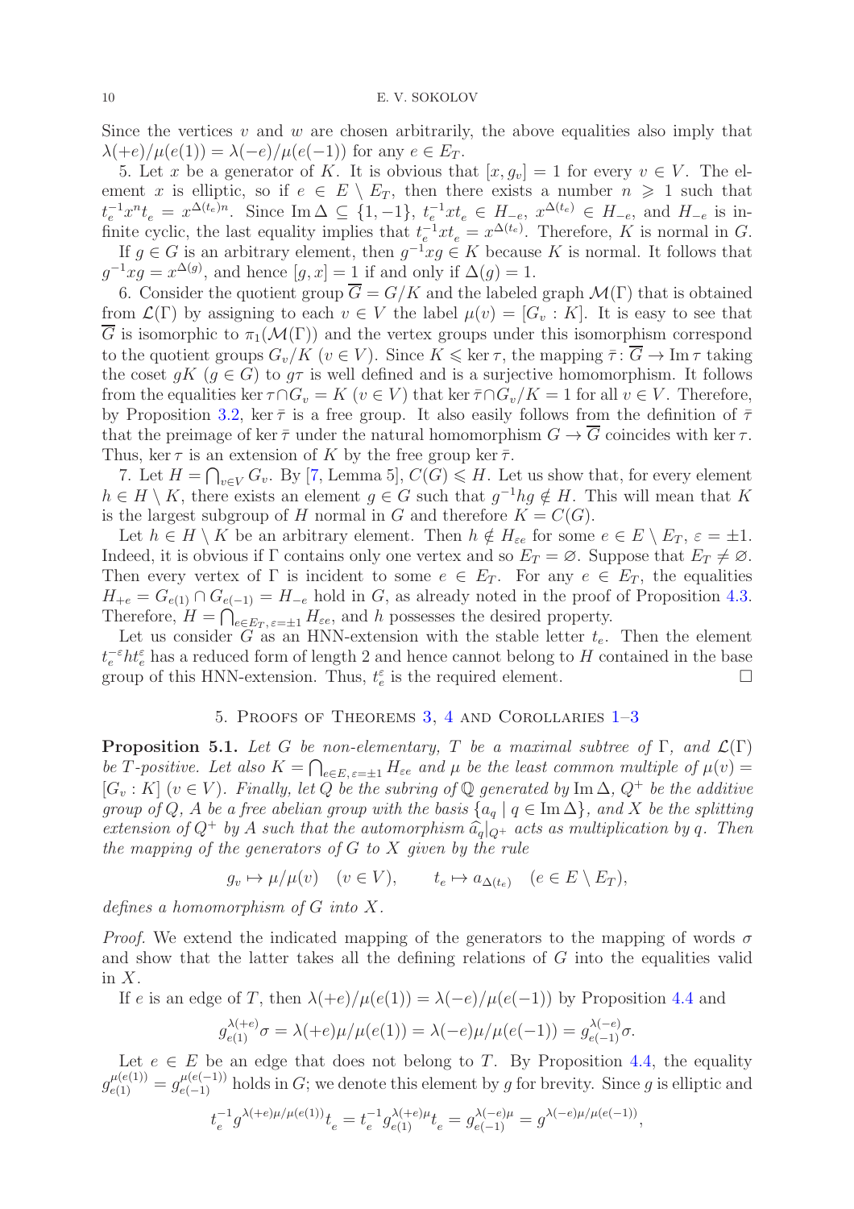Since the vertices $v$ and $w$ are chosen arbitrarily, the above equalities also imply that $\lambda(+e)/\mu(e(1)) = \lambda(-e)/\mu(e(-1))$ for any $e \in E_T$.

5. Let $x$ be a generator of $K$. It is obvious that $[x, g_v] = 1$ for every $v \in V$. The element $x$ is elliptic, so if $e \in E \setminus E_T$, then there exists a number $n \geqslant 1$ such that $t_e^{-1}x^n t_e = x^{\Delta(t_e)n}$. Since $\operatorname{Im}\Delta \subseteq \{1, -1\}$, $t_e^{-1}xt_e \in H_{-e}$, $x^{\Delta(t_e)} \in H_{-e}$, and $H_{-e}$ is infinite cyclic, the last equality implies that $t_e^{-1}xt_e = x^{\Delta(t_e)}$. Therefore, $K$ is normal in $G$.

If $g \in G$ is an arbitrary element, then $g^{-1}xg \in K$ because $K$ is normal. It follows that $g^{-1}xg = x^{\Delta(g)}$, and hence $[g, x] = 1$ if and only if $\Delta(g) = 1$.

6. Consider the quotient group $\overline{G} = G/K$ and the labeled graph $\mathcal{M}(\Gamma)$ that is obtained from $\mathcal{L}(\Gamma)$ by assigning to each $v \in V$ the label $\mu(v) = [G_v : K]$. It is easy to see that $\overline{G}$ is isomorphic to $\pi_1(\mathcal{M}(\Gamma))$ and the vertex groups under this isomorphism correspond to the quotient groups $G_v/K$ ($v \in V$). Since $K \leqslant \ker\tau$, the mapping $\bar{\tau}\colon \overline{G} \to \operatorname{Im}\tau$ taking the coset $gK$ ($g \in G$) to $g\tau$ is well defined and is a surjective homomorphism. It follows from the equalities $\ker\tau \cap G_v = K$ ($v \in V$) that $\ker\bar{\tau} \cap G_v/K = 1$ for all $v \in V$. Therefore, by Proposition 3.2, $\ker\bar{\tau}$ is a free group. It also easily follows from the definition of $\bar{\tau}$ that the preimage of $\ker\bar{\tau}$ under the natural homomorphism $G \to \overline{G}$ coincides with $\ker\tau$. Thus, $\ker\tau$ is an extension of $K$ by the free group $\ker\bar{\tau}$.

7. Let $H = \bigcap_{v\in V} G_v$. By [7, Lemma 5], $C(G) \leqslant H$. Let us show that, for every element $h \in H \setminus K$, there exists an element $g \in G$ such that $g^{-1}hg \notin H$. This will mean that $K$ is the largest subgroup of $H$ normal in $G$ and therefore $K = C(G)$.

Let $h \in H \setminus K$ be an arbitrary element. Then $h \notin H_{\varepsilon e}$ for some $e \in E \setminus E_T$, $\varepsilon = \pm 1$. Indeed, it is obvious if $\Gamma$ contains only one vertex and so $E_T = \varnothing$. Suppose that $E_T \neq \varnothing$. Then every vertex of $\Gamma$ is incident to some $e \in E_T$. For any $e \in E_T$, the equalities $H_{+e} = G_{e(1)} \cap G_{e(-1)} = H_{-e}$ hold in $G$, as already noted in the proof of Proposition 4.3. Therefore, $H = \bigcap_{e\in E_T,\, \varepsilon=\pm 1} H_{\varepsilon e}$, and $h$ possesses the desired property.

Let us consider $G$ as an HNN-extension with the stable letter $t_e$. Then the element $t_e^{-\varepsilon}ht_e^{\varepsilon}$ has a reduced form of length 2 and hence cannot belong to $H$ contained in the base group of this HNN-extension. Thus, $t_e^{\varepsilon}$ is the required element. $\square$

## 5. Proofs of Theorems 3, 4 and Corollaries 1–3

**Proposition 5.1.** *Let $G$ be non-elementary, $T$ be a maximal subtree of $\Gamma$, and $\mathcal{L}(\Gamma)$ be $T$-positive. Let also $K = \bigcap_{e\in E,\, \varepsilon=\pm 1} H_{\varepsilon e}$ and $\mu$ be the least common multiple of $\mu(v) = [G_v : K]$ $(v \in V)$. Finally, let $Q$ be the subring of $\mathbb{Q}$ generated by $\operatorname{Im}\Delta$, $Q^+$ be the additive group of $Q$, $A$ be a free abelian group with the basis $\{a_q \mid q \in \operatorname{Im}\Delta\}$, and $X$ be the splitting extension of $Q^+$ by $A$ such that the automorphism $\widehat{a}_q|_{Q^+}$ acts as multiplication by $q$. Then the mapping of the generators of $G$ to $X$ given by the rule*

$$g_v \mapsto \mu/\mu(v) \quad (v \in V), \qquad t_e \mapsto a_{\Delta(t_e)} \quad (e \in E \setminus E_T),$$

*defines a homomorphism of $G$ into $X$.*

*Proof.* We extend the indicated mapping of the generators to the mapping of words $\sigma$ and show that the latter takes all the defining relations of $G$ into the equalities valid in $X$.

If $e$ is an edge of $T$, then $\lambda(+e)/\mu(e(1)) = \lambda(-e)/\mu(e(-1))$ by Proposition 4.4 and

$$g_{e(1)}^{\lambda(+e)}\sigma = \lambda(+e)\mu/\mu(e(1)) = \lambda(-e)\mu/\mu(e(-1)) = g_{e(-1)}^{\lambda(-e)}\sigma.$$

Let $e \in E$ be an edge that does not belong to $T$. By Proposition 4.4, the equality $g_{e(1)}^{\mu(e(1))} = g_{e(-1)}^{\mu(e(-1))}$ holds in $G$; we denote this element by $g$ for brevity. Since $g$ is elliptic and

$$t_e^{-1}g^{\lambda(+e)\mu/\mu(e(1))}t_e = t_e^{-1}g_{e(1)}^{\lambda(+e)\mu}t_e = g_{e(-1)}^{\lambda(-e)\mu} = g^{\lambda(-e)\mu/\mu(e(-1))},$$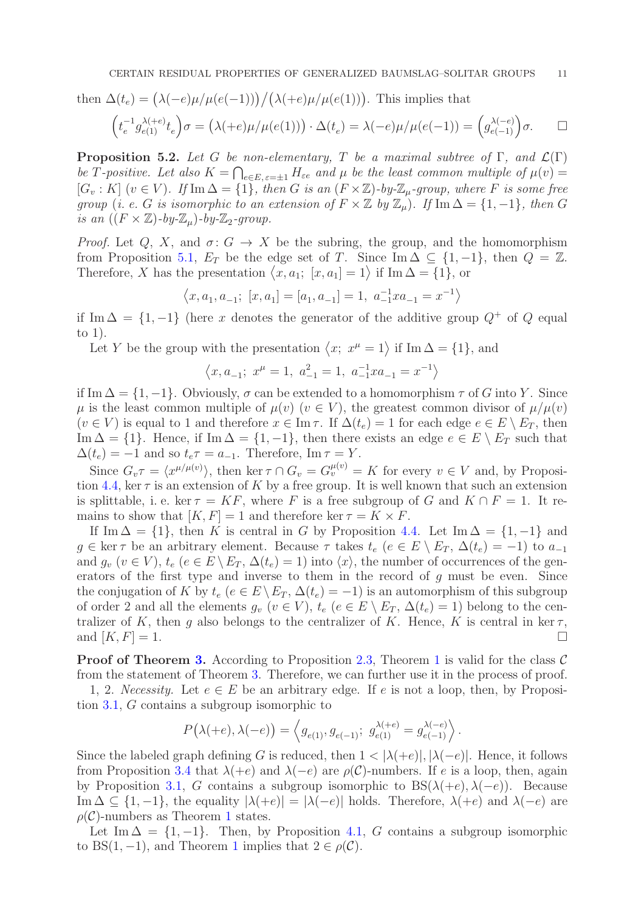then $\Delta(t_e) = \big(\lambda(-e)\mu/\mu(e(-1))\big)/\big(\lambda(+e)\mu/\mu(e(1))\big)$. This implies that

$$\Big(t_e^{-1} g_{e(1)}^{\lambda(+e)} t_e\Big)\sigma = \big(\lambda(+e)\mu/\mu(e(1))\big) \cdot \Delta(t_e) = \lambda(-e)\mu/\mu(e(-1)) = \Big(g_{e(-1)}^{\lambda(-e)}\Big)\sigma. \qquad \square$$

**Proposition 5.2.** *Let $G$ be non-elementary, $T$ be a maximal subtree of $\Gamma$, and $\mathcal{L}(\Gamma)$ be $T$-positive. Let also $K = \bigcap_{e \in E,\, \varepsilon = \pm 1} H_{\varepsilon e}$ and $\mu$ be the least common multiple of $\mu(v) = [G_v : K]$ $(v \in V)$. If $\operatorname{Im}\Delta = \{1\}$, then $G$ is an $(F \times \mathbb{Z})$-by-$\mathbb{Z}_\mu$-group, where $F$ is some free group (i. e. $G$ is isomorphic to an extension of $F \times \mathbb{Z}$ by $\mathbb{Z}_\mu$). If $\operatorname{Im}\Delta = \{1, -1\}$, then $G$ is an $((F \times \mathbb{Z})$-by-$\mathbb{Z}_\mu)$-by-$\mathbb{Z}_2$-group.*

*Proof.* Let $Q$, $X$, and $\sigma\colon G \to X$ be the subring, the group, and the homomorphism from Proposition 5.1, $E_T$ be the edge set of $T$. Since $\operatorname{Im}\Delta \subseteq \{1, -1\}$, then $Q = \mathbb{Z}$. Therefore, $X$ has the presentation $\langle x, a_1;\ [x, a_1] = 1\rangle$ if $\operatorname{Im}\Delta = \{1\}$, or

$$\big\langle x, a_1, a_{-1};\ [x, a_1] = [a_1, a_{-1}] = 1,\ a_{-1}^{-1} x a_{-1} = x^{-1}\big\rangle$$

if $\operatorname{Im}\Delta = \{1, -1\}$ (here $x$ denotes the generator of the additive group $Q^+$ of $Q$ equal to $1$).

Let $Y$ be the group with the presentation $\langle x;\ x^\mu = 1\rangle$ if $\operatorname{Im}\Delta = \{1\}$, and

$$\big\langle x, a_{-1};\ x^\mu = 1,\ a_{-1}^2 = 1,\ a_{-1}^{-1} x a_{-1} = x^{-1}\big\rangle$$

if $\operatorname{Im}\Delta = \{1, -1\}$. Obviously, $\sigma$ can be extended to a homomorphism $\tau$ of $G$ into $Y$. Since $\mu$ is the least common multiple of $\mu(v)$ $(v \in V)$, the greatest common divisor of $\mu/\mu(v)$ $(v \in V)$ is equal to $1$ and therefore $x \in \operatorname{Im}\tau$. If $\Delta(t_e) = 1$ for each edge $e \in E \setminus E_T$, then $\operatorname{Im}\Delta = \{1\}$. Hence, if $\operatorname{Im}\Delta = \{1, -1\}$, then there exists an edge $e \in E \setminus E_T$ such that $\Delta(t_e) = -1$ and so $t_e\tau = a_{-1}$. Therefore, $\operatorname{Im}\tau = Y$.

Since $G_v\tau = \langle x^{\mu/\mu(v)}\rangle$, then $\ker\tau \cap G_v = G_v^{\mu(v)} = K$ for every $v \in V$ and, by Proposition 4.4, $\ker\tau$ is an extension of $K$ by a free group. It is well known that such an extension is splittable, i. e. $\ker\tau = KF$, where $F$ is a free subgroup of $G$ and $K \cap F = 1$. It remains to show that $[K, F] = 1$ and therefore $\ker\tau = K \times F$.

If $\operatorname{Im}\Delta = \{1\}$, then $K$ is central in $G$ by Proposition 4.4. Let $\operatorname{Im}\Delta = \{1, -1\}$ and $g \in \ker\tau$ be an arbitrary element. Because $\tau$ takes $t_e$ $(e \in E \setminus E_T,\ \Delta(t_e) = -1)$ to $a_{-1}$ and $g_v$ $(v \in V)$, $t_e$ $(e \in E \setminus E_T,\ \Delta(t_e) = 1)$ into $\langle x\rangle$, the number of occurrences of the generators of the first type and inverse to them in the record of $g$ must be even. Since the conjugation of $K$ by $t_e$ $(e \in E \setminus E_T,\ \Delta(t_e) = -1)$ is an automorphism of this subgroup of order $2$ and all the elements $g_v$ $(v \in V)$, $t_e$ $(e \in E \setminus E_T,\ \Delta(t_e) = 1)$ belong to the centralizer of $K$, then $g$ also belongs to the centralizer of $K$. Hence, $K$ is central in $\ker\tau$, and $[K, F] = 1$. $\square$

**Proof of Theorem 3.** According to Proposition 2.3, Theorem 1 is valid for the class $\mathcal{C}$ from the statement of Theorem 3. Therefore, we can further use it in the process of proof.

1, 2. *Necessity.* Let $e \in E$ be an arbitrary edge. If $e$ is not a loop, then, by Proposition 3.1, $G$ contains a subgroup isomorphic to

$$P\big(\lambda(+e), \lambda(-e)\big) = \Big\langle g_{e(1)}, g_{e(-1)};\ g_{e(1)}^{\lambda(+e)} = g_{e(-1)}^{\lambda(-e)}\Big\rangle.$$

Since the labeled graph defining $G$ is reduced, then $1 < |\lambda(+e)|, |\lambda(-e)|$. Hence, it follows from Proposition 3.4 that $\lambda(+e)$ and $\lambda(-e)$ are $\rho(\mathcal{C})$-numbers. If $e$ is a loop, then, again by Proposition 3.1, $G$ contains a subgroup isomorphic to $\mathrm{BS}(\lambda(+e), \lambda(-e))$. Because $\operatorname{Im}\Delta \subseteq \{1, -1\}$, the equality $|\lambda(+e)| = |\lambda(-e)|$ holds. Therefore, $\lambda(+e)$ and $\lambda(-e)$ are $\rho(\mathcal{C})$-numbers as Theorem 1 states.

Let $\operatorname{Im}\Delta = \{1, -1\}$. Then, by Proposition 4.1, $G$ contains a subgroup isomorphic to $\mathrm{BS}(1, -1)$, and Theorem 1 implies that $2 \in \rho(\mathcal{C})$.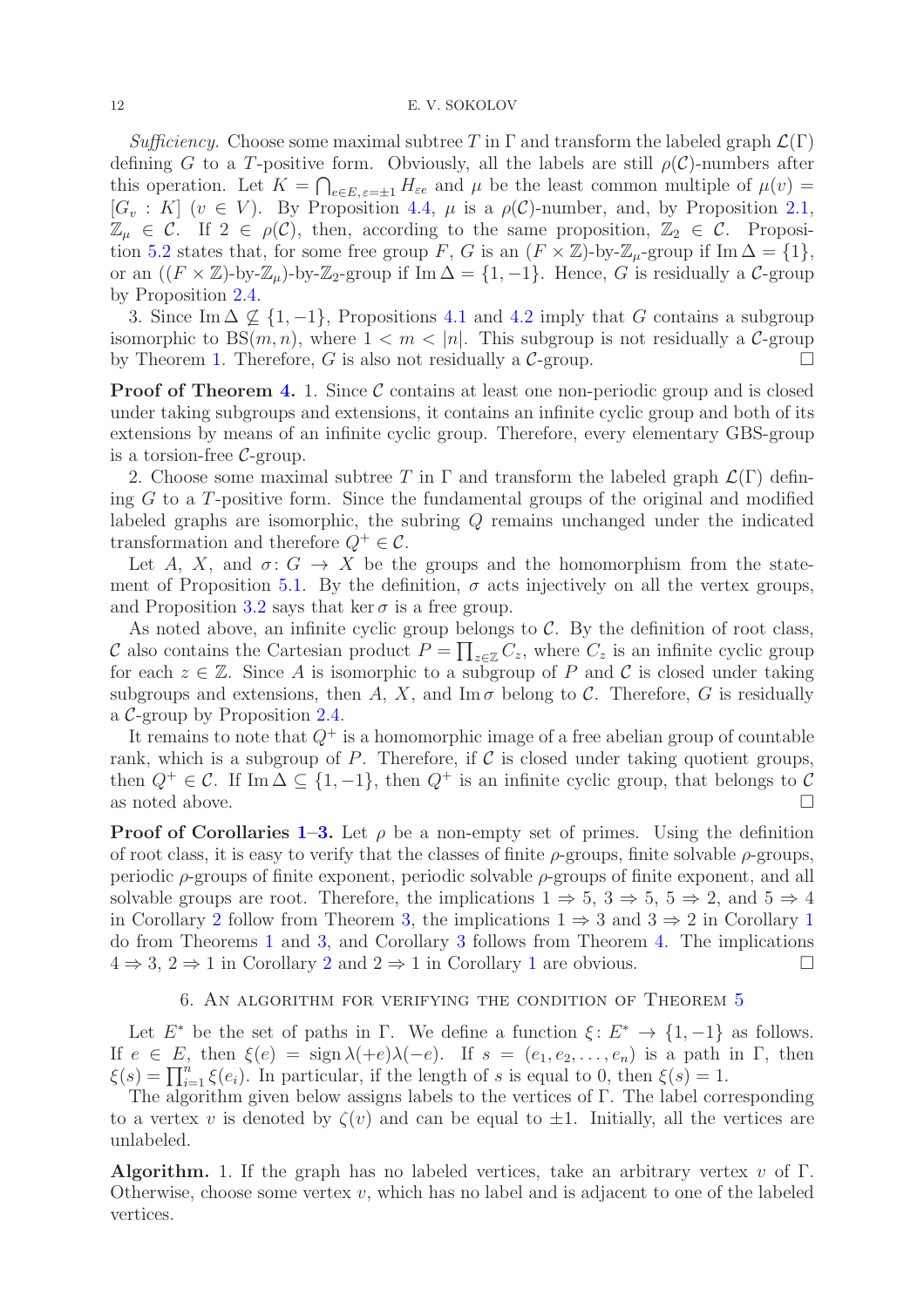*Sufficiency.* Choose some maximal subtree $T$ in $\Gamma$ and transform the labeled graph $\mathcal{L}(\Gamma)$ defining $G$ to a $T$-positive form. Obviously, all the labels are still $\rho(\mathcal{C})$-numbers after this operation. Let $K = \bigcap_{e\in E, \varepsilon=\pm 1} H_{\varepsilon e}$ and $\mu$ be the least common multiple of $\mu(v) = [G_v : K]$ $(v \in V)$. By Proposition 4.4, $\mu$ is a $\rho(\mathcal{C})$-number, and, by Proposition 2.1, $\mathbb{Z}_\mu \in \mathcal{C}$. If $2 \in \rho(\mathcal{C})$, then, according to the same proposition, $\mathbb{Z}_2 \in \mathcal{C}$. Proposition 5.2 states that, for some free group $F$, $G$ is an $(F \times \mathbb{Z})$-by-$\mathbb{Z}_\mu$-group if $\operatorname{Im}\Delta = \{1\}$, or an $((F \times \mathbb{Z})$-by-$\mathbb{Z}_\mu)$-by-$\mathbb{Z}_2$-group if $\operatorname{Im}\Delta = \{1, -1\}$. Hence, $G$ is residually a $\mathcal{C}$-group by Proposition 2.4.

3. Since $\operatorname{Im}\Delta \not\subseteq \{1, -1\}$, Propositions 4.1 and 4.2 imply that $G$ contains a subgroup isomorphic to $\mathrm{BS}(m, n)$, where $1 < m < |n|$. This subgroup is not residually a $\mathcal{C}$-group by Theorem 1. Therefore, $G$ is also not residually a $\mathcal{C}$-group. $\square$

**Proof of Theorem 4.** 1. Since $\mathcal{C}$ contains at least one non-periodic group and is closed under taking subgroups and extensions, it contains an infinite cyclic group and both of its extensions by means of an infinite cyclic group. Therefore, every elementary GBS-group is a torsion-free $\mathcal{C}$-group.

2. Choose some maximal subtree $T$ in $\Gamma$ and transform the labeled graph $\mathcal{L}(\Gamma)$ defining $G$ to a $T$-positive form. Since the fundamental groups of the original and modified labeled graphs are isomorphic, the subring $Q$ remains unchanged under the indicated transformation and therefore $Q^+ \in \mathcal{C}$.

Let $A$, $X$, and $\sigma\colon G \to X$ be the groups and the homomorphism from the statement of Proposition 5.1. By the definition, $\sigma$ acts injectively on all the vertex groups, and Proposition 3.2 says that $\ker\sigma$ is a free group.

As noted above, an infinite cyclic group belongs to $\mathcal{C}$. By the definition of root class, $\mathcal{C}$ also contains the Cartesian product $P = \prod_{z\in\mathbb{Z}} C_z$, where $C_z$ is an infinite cyclic group for each $z \in \mathbb{Z}$. Since $A$ is isomorphic to a subgroup of $P$ and $\mathcal{C}$ is closed under taking subgroups and extensions, then $A$, $X$, and $\operatorname{Im}\sigma$ belong to $\mathcal{C}$. Therefore, $G$ is residually a $\mathcal{C}$-group by Proposition 2.4.

It remains to note that $Q^+$ is a homomorphic image of a free abelian group of countable rank, which is a subgroup of $P$. Therefore, if $\mathcal{C}$ is closed under taking quotient groups, then $Q^+ \in \mathcal{C}$. If $\operatorname{Im}\Delta \subseteq \{1, -1\}$, then $Q^+$ is an infinite cyclic group, that belongs to $\mathcal{C}$ as noted above. $\square$

**Proof of Corollaries 1–3.** Let $\rho$ be a non-empty set of primes. Using the definition of root class, it is easy to verify that the classes of finite $\rho$-groups, finite solvable $\rho$-groups, periodic $\rho$-groups of finite exponent, periodic solvable $\rho$-groups of finite exponent, and all solvable groups are root. Therefore, the implications $1 \Rightarrow 5$, $3 \Rightarrow 5$, $5 \Rightarrow 2$, and $5 \Rightarrow 4$ in Corollary 2 follow from Theorem 3, the implications $1 \Rightarrow 3$ and $3 \Rightarrow 2$ in Corollary 1 do from Theorems 1 and 3, and Corollary 3 follows from Theorem 4. The implications $4 \Rightarrow 3$, $2 \Rightarrow 1$ in Corollary 2 and $2 \Rightarrow 1$ in Corollary 1 are obvious. $\square$

## 6. An algorithm for verifying the condition of Theorem 5

Let $E^*$ be the set of paths in $\Gamma$. We define a function $\xi\colon E^* \to \{1, -1\}$ as follows. If $e \in E$, then $\xi(e) = \operatorname{sign}\lambda(+e)\lambda(-e)$. If $s = (e_1, e_2, \ldots, e_n)$ is a path in $\Gamma$, then $\xi(s) = \prod_{i=1}^{n} \xi(e_i)$. In particular, if the length of $s$ is equal to 0, then $\xi(s) = 1$.

The algorithm given below assigns labels to the vertices of $\Gamma$. The label corresponding to a vertex $v$ is denoted by $\zeta(v)$ and can be equal to $\pm 1$. Initially, all the vertices are unlabeled.

**Algorithm.** 1. If the graph has no labeled vertices, take an arbitrary vertex $v$ of $\Gamma$. Otherwise, choose some vertex $v$, which has no label and is adjacent to one of the labeled vertices.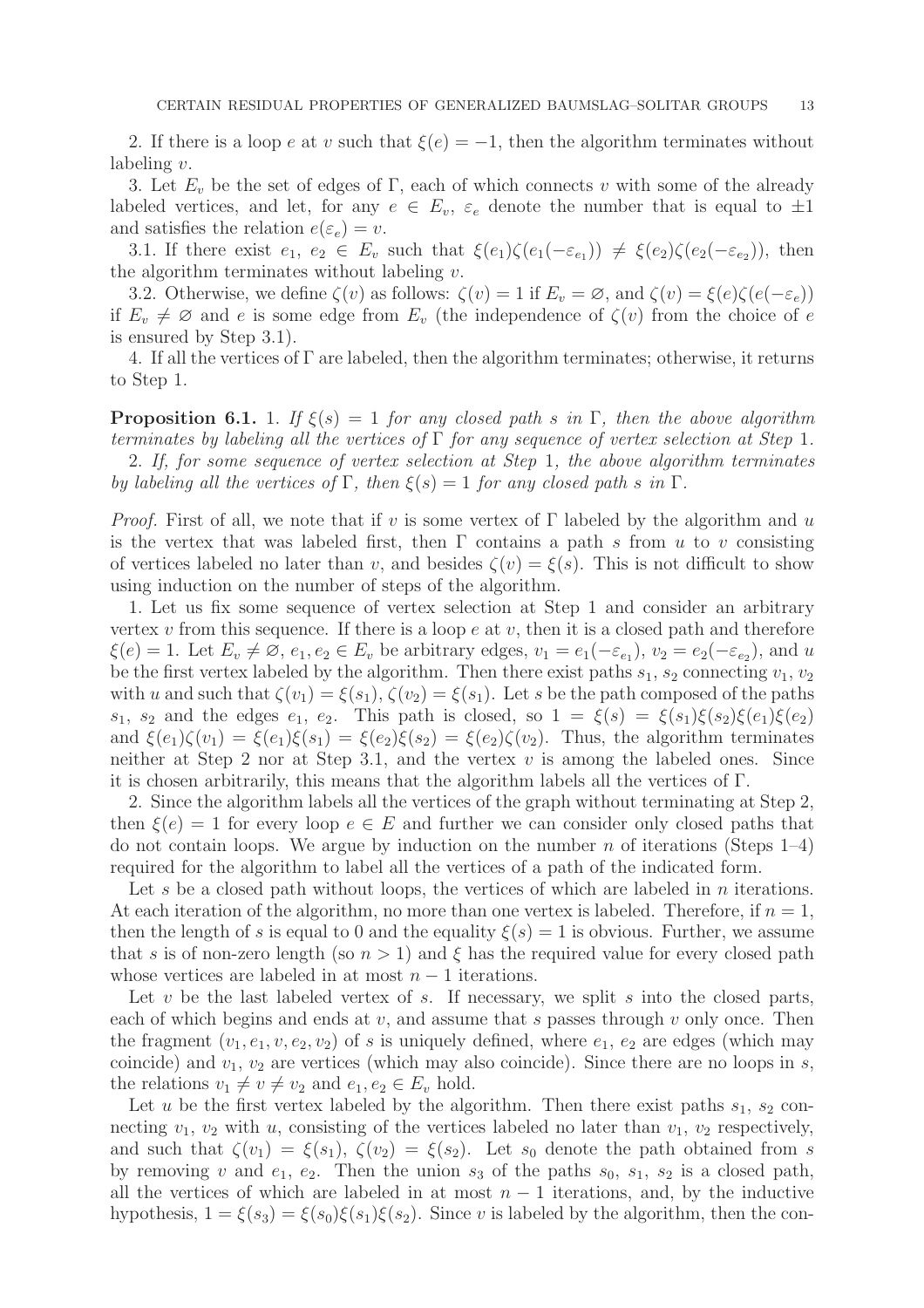2. If there is a loop $e$ at $v$ such that $\xi(e) = -1$, then the algorithm terminates without labeling $v$.

3. Let $E_v$ be the set of edges of $\Gamma$, each of which connects $v$ with some of the already labeled vertices, and let, for any $e \in E_v$, $\varepsilon_e$ denote the number that is equal to $\pm 1$ and satisfies the relation $e(\varepsilon_e) = v$.

3.1. If there exist $e_1, e_2 \in E_v$ such that $\xi(e_1)\zeta(e_1(-\varepsilon_{e_1})) \neq \xi(e_2)\zeta(e_2(-\varepsilon_{e_2}))$, then the algorithm terminates without labeling $v$.

3.2. Otherwise, we define $\zeta(v)$ as follows: $\zeta(v) = 1$ if $E_v = \varnothing$, and $\zeta(v) = \xi(e)\zeta(e(-\varepsilon_e))$ if $E_v \neq \varnothing$ and $e$ is some edge from $E_v$ (the independence of $\zeta(v)$ from the choice of $e$ is ensured by Step 3.1).

4. If all the vertices of $\Gamma$ are labeled, then the algorithm terminates; otherwise, it returns to Step 1.

**Proposition 6.1.** 1. *If $\xi(s) = 1$ for any closed path $s$ in $\Gamma$, then the above algorithm terminates by labeling all the vertices of $\Gamma$ for any sequence of vertex selection at Step* 1.

2. *If, for some sequence of vertex selection at Step* 1*, the above algorithm terminates by labeling all the vertices of $\Gamma$, then $\xi(s) = 1$ for any closed path $s$ in $\Gamma$.*

*Proof.* First of all, we note that if $v$ is some vertex of $\Gamma$ labeled by the algorithm and $u$ is the vertex that was labeled first, then $\Gamma$ contains a path $s$ from $u$ to $v$ consisting of vertices labeled no later than $v$, and besides $\zeta(v) = \xi(s)$. This is not difficult to show using induction on the number of steps of the algorithm.

1. Let us fix some sequence of vertex selection at Step 1 and consider an arbitrary vertex $v$ from this sequence. If there is a loop $e$ at $v$, then it is a closed path and therefore $\xi(e) = 1$. Let $E_v \neq \varnothing$, $e_1, e_2 \in E_v$ be arbitrary edges, $v_1 = e_1(-\varepsilon_{e_1})$, $v_2 = e_2(-\varepsilon_{e_2})$, and $u$ be the first vertex labeled by the algorithm. Then there exist paths $s_1$, $s_2$ connecting $v_1$, $v_2$ with $u$ and such that $\zeta(v_1) = \xi(s_1)$, $\zeta(v_2) = \xi(s_1)$. Let $s$ be the path composed of the paths $s_1$, $s_2$ and the edges $e_1$, $e_2$. This path is closed, so $1 = \xi(s) = \xi(s_1)\xi(s_2)\xi(e_1)\xi(e_2)$ and $\xi(e_1)\zeta(v_1) = \xi(e_1)\xi(s_1) = \xi(e_2)\xi(s_2) = \xi(e_2)\zeta(v_2)$. Thus, the algorithm terminates neither at Step 2 nor at Step 3.1, and the vertex $v$ is among the labeled ones. Since it is chosen arbitrarily, this means that the algorithm labels all the vertices of $\Gamma$.

2. Since the algorithm labels all the vertices of the graph without terminating at Step 2, then $\xi(e) = 1$ for every loop $e \in E$ and further we can consider only closed paths that do not contain loops. We argue by induction on the number $n$ of iterations (Steps 1–4) required for the algorithm to label all the vertices of a path of the indicated form.

Let $s$ be a closed path without loops, the vertices of which are labeled in $n$ iterations. At each iteration of the algorithm, no more than one vertex is labeled. Therefore, if $n = 1$, then the length of $s$ is equal to 0 and the equality $\xi(s) = 1$ is obvious. Further, we assume that $s$ is of non-zero length (so $n > 1$) and $\xi$ has the required value for every closed path whose vertices are labeled in at most $n - 1$ iterations.

Let $v$ be the last labeled vertex of $s$. If necessary, we split $s$ into the closed parts, each of which begins and ends at $v$, and assume that $s$ passes through $v$ only once. Then the fragment $(v_1, e_1, v, e_2, v_2)$ of $s$ is uniquely defined, where $e_1$, $e_2$ are edges (which may coincide) and $v_1$, $v_2$ are vertices (which may also coincide). Since there are no loops in $s$, the relations $v_1 \neq v \neq v_2$ and $e_1, e_2 \in E_v$ hold.

Let $u$ be the first vertex labeled by the algorithm. Then there exist paths $s_1$, $s_2$ connecting $v_1$, $v_2$ with $u$, consisting of the vertices labeled no later than $v_1$, $v_2$ respectively, and such that $\zeta(v_1) = \xi(s_1)$, $\zeta(v_2) = \xi(s_2)$. Let $s_0$ denote the path obtained from $s$ by removing $v$ and $e_1$, $e_2$. Then the union $s_3$ of the paths $s_0$, $s_1$, $s_2$ is a closed path, all the vertices of which are labeled in at most $n - 1$ iterations, and, by the inductive hypothesis, $1 = \xi(s_3) = \xi(s_0)\xi(s_1)\xi(s_2)$. Since $v$ is labeled by the algorithm, then the con-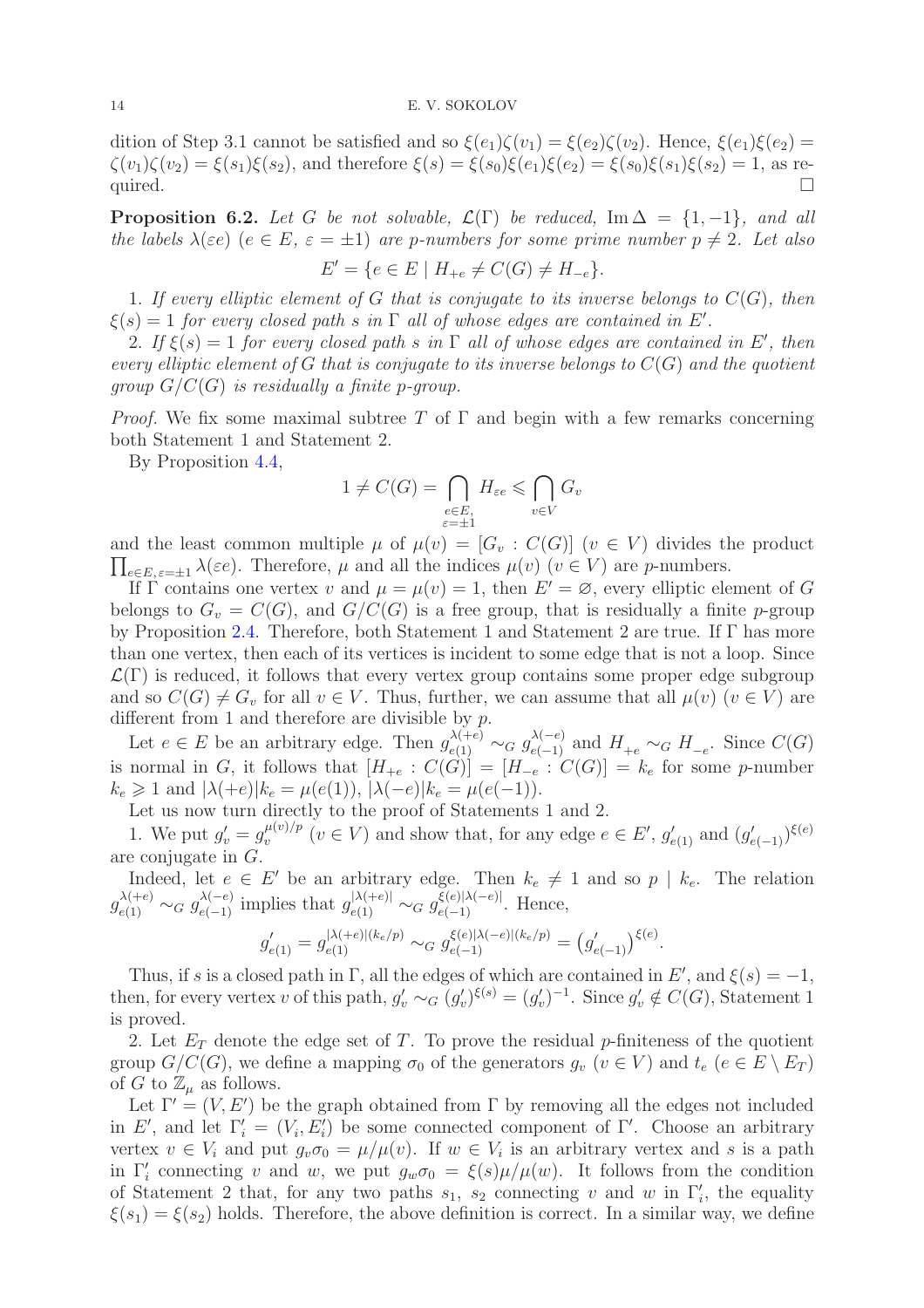dition of Step 3.1 cannot be satisfied and so $\xi(e_1)\zeta(v_1) = \xi(e_2)\zeta(v_2)$. Hence, $\xi(e_1)\xi(e_2) = \zeta(v_1)\zeta(v_2) = \xi(s_1)\xi(s_2)$, and therefore $\xi(s) = \xi(s_0)\xi(e_1)\xi(e_2) = \xi(s_0)\xi(s_1)\xi(s_2) = 1$, as required. $\square$

**Proposition 6.2.** *Let $G$ be not solvable, $\mathcal{L}(\Gamma)$ be reduced, $\operatorname{Im}\Delta = \{1,-1\}$, and all the labels $\lambda(\varepsilon e)$ ($e \in E$, $\varepsilon = \pm 1$) are $p$-numbers for some prime number $p \neq 2$. Let also*

$$E' = \{e \in E \mid H_{+e} \neq C(G) \neq H_{-e}\}.$$

*1. If every elliptic element of $G$ that is conjugate to its inverse belongs to $C(G)$, then $\xi(s) = 1$ for every closed path $s$ in $\Gamma$ all of whose edges are contained in $E'$.*

*2. If $\xi(s) = 1$ for every closed path $s$ in $\Gamma$ all of whose edges are contained in $E'$, then every elliptic element of $G$ that is conjugate to its inverse belongs to $C(G)$ and the quotient group $G/C(G)$ is residually a finite $p$-group.*

*Proof.* We fix some maximal subtree $T$ of $\Gamma$ and begin with a few remarks concerning both Statement 1 and Statement 2.

By Proposition 4.4,

$$1 \neq C(G) = \bigcap_{\substack{e\in E,\\ \varepsilon=\pm 1}} H_{\varepsilon e} \leqslant \bigcap_{v\in V} G_v$$

and the least common multiple $\mu$ of $\mu(v) = [G_v : C(G)]$ ($v \in V$) divides the product $\prod_{e\in E,\,\varepsilon=\pm1} \lambda(\varepsilon e)$. Therefore, $\mu$ and all the indices $\mu(v)$ ($v \in V$) are $p$-numbers.

If $\Gamma$ contains one vertex $v$ and $\mu = \mu(v) = 1$, then $E' = \varnothing$, every elliptic element of $G$ belongs to $G_v = C(G)$, and $G/C(G)$ is a free group, that is residually a finite $p$-group by Proposition 2.4. Therefore, both Statement 1 and Statement 2 are true. If $\Gamma$ has more than one vertex, then each of its vertices is incident to some edge that is not a loop. Since $\mathcal{L}(\Gamma)$ is reduced, it follows that every vertex group contains some proper edge subgroup and so $C(G) \neq G_v$ for all $v \in V$. Thus, further, we can assume that all $\mu(v)$ ($v \in V$) are different from 1 and therefore are divisible by $p$.

Let $e \in E$ be an arbitrary edge. Then $g_{e(1)}^{\lambda(+e)} \sim_G g_{e(-1)}^{\lambda(-e)}$ and $H_{+e} \sim_G H_{-e}$. Since $C(G)$ is normal in $G$, it follows that $[H_{+e} : C(G)] = [H_{-e} : C(G)] = k_e$ for some $p$-number $k_e \geqslant 1$ and $|\lambda(+e)|k_e = \mu(e(1))$, $|\lambda(-e)|k_e = \mu(e(-1))$.

Let us now turn directly to the proof of Statements 1 and 2.

1. We put $g_v' = g_v^{\mu(v)/p}$ ($v \in V$) and show that, for any edge $e \in E'$, $g_{e(1)}'$ and $(g_{e(-1)}')^{\xi(e)}$ are conjugate in $G$.

Indeed, let $e \in E'$ be an arbitrary edge. Then $k_e \neq 1$ and so $p \mid k_e$. The relation $g_{e(1)}^{\lambda(+e)} \sim_G g_{e(-1)}^{\lambda(-e)}$ implies that $g_{e(1)}^{|\lambda(+e)|} \sim_G g_{e(-1)}^{\xi(e)|\lambda(-e)|}$. Hence,

$$g_{e(1)}' = g_{e(1)}^{|\lambda(+e)|(k_e/p)} \sim_G g_{e(-1)}^{\xi(e)|\lambda(-e)|(k_e/p)} = \big(g_{e(-1)}'\big)^{\xi(e)}.$$

Thus, if $s$ is a closed path in $\Gamma$, all the edges of which are contained in $E'$, and $\xi(s) = -1$, then, for every vertex $v$ of this path, $g_v' \sim_G (g_v')^{\xi(s)} = (g_v')^{-1}$. Since $g_v' \notin C(G)$, Statement 1 is proved.

2. Let $E_T$ denote the edge set of $T$. To prove the residual $p$-finiteness of the quotient group $G/C(G)$, we define a mapping $\sigma_0$ of the generators $g_v$ ($v \in V$) and $t_e$ ($e \in E \setminus E_T$) of $G$ to $\mathbb{Z}_\mu$ as follows.

Let $\Gamma' = (V, E')$ be the graph obtained from $\Gamma$ by removing all the edges not included in $E'$, and let $\Gamma_i' = (V_i, E_i')$ be some connected component of $\Gamma'$. Choose an arbitrary vertex $v \in V_i$ and put $g_v\sigma_0 = \mu/\mu(v)$. If $w \in V_i$ is an arbitrary vertex and $s$ is a path in $\Gamma_i'$ connecting $v$ and $w$, we put $g_w\sigma_0 = \xi(s)\mu/\mu(w)$. It follows from the condition of Statement 2 that, for any two paths $s_1$, $s_2$ connecting $v$ and $w$ in $\Gamma_i'$, the equality $\xi(s_1) = \xi(s_2)$ holds. Therefore, the above definition is correct. In a similar way, we define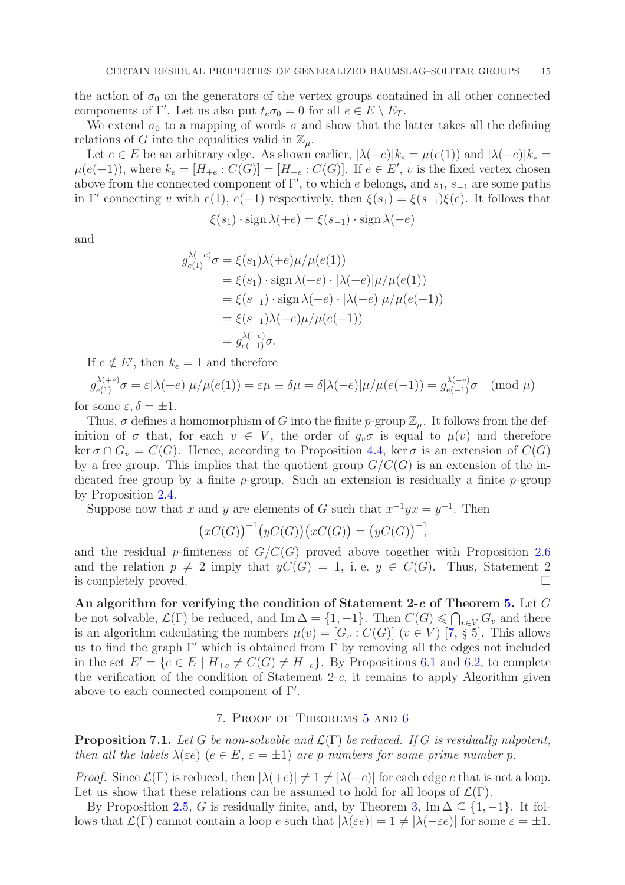the action of $\sigma_0$ on the generators of the vertex groups contained in all other connected components of $\Gamma'$. Let us also put $t_e\sigma_0 = 0$ for all $e \in E \setminus E_T$.

We extend $\sigma_0$ to a mapping of words $\sigma$ and show that the latter takes all the defining relations of $G$ into the equalities valid in $\mathbb{Z}_\mu$.

Let $e \in E$ be an arbitrary edge. As shown earlier, $|\lambda(+e)|k_e = \mu(e(1))$ and $|\lambda(-e)|k_e = \mu(e(-1))$, where $k_e = [H_{+e} : C(G)] = [H_{-e} : C(G)]$. If $e \in E'$, $v$ is the fixed vertex chosen above from the connected component of $\Gamma'$, to which $e$ belongs, and $s_1$, $s_{-1}$ are some paths in $\Gamma'$ connecting $v$ with $e(1)$, $e(-1)$ respectively, then $\xi(s_1) = \xi(s_{-1})\xi(e)$. It follows that

$$\xi(s_1) \cdot \operatorname{sign} \lambda(+e) = \xi(s_{-1}) \cdot \operatorname{sign} \lambda(-e)$$

and

$$\begin{aligned}
g_{e(1)}^{\lambda(+e)}\sigma &= \xi(s_1)\lambda(+e)\mu/\mu(e(1)) \\
&= \xi(s_1) \cdot \operatorname{sign} \lambda(+e) \cdot |\lambda(+e)|\mu/\mu(e(1)) \\
&= \xi(s_{-1}) \cdot \operatorname{sign} \lambda(-e) \cdot |\lambda(-e)|\mu/\mu(e(-1)) \\
&= \xi(s_{-1})\lambda(-e)\mu/\mu(e(-1)) \\
&= g_{e(-1)}^{\lambda(-e)}\sigma.
\end{aligned}$$

If $e \notin E'$, then $k_e = 1$ and therefore

$$g_{e(1)}^{\lambda(+e)}\sigma = \varepsilon|\lambda(+e)|\mu/\mu(e(1)) = \varepsilon\mu \equiv \delta\mu = \delta|\lambda(-e)|\mu/\mu(e(-1)) = g_{e(-1)}^{\lambda(-e)}\sigma \pmod{\mu}$$

for some $\varepsilon, \delta = \pm 1$.

Thus, $\sigma$ defines a homomorphism of $G$ into the finite $p$-group $\mathbb{Z}_\mu$. It follows from the definition of $\sigma$ that, for each $v \in V$, the order of $g_v\sigma$ is equal to $\mu(v)$ and therefore $\ker \sigma \cap G_v = C(G)$. Hence, according to Proposition 4.4, $\ker \sigma$ is an extension of $C(G)$ by a free group. This implies that the quotient group $G/C(G)$ is an extension of the indicated free group by a finite $p$-group. Such an extension is residually a finite $p$-group by Proposition 2.4.

Suppose now that $x$ and $y$ are elements of $G$ such that $x^{-1}yx = y^{-1}$. Then

$$\big(xC(G)\big)^{-1}\big(yC(G)\big)\big(xC(G)\big) = \big(yC(G)\big)^{-1},$$

and the residual $p$-finiteness of $G/C(G)$ proved above together with Proposition 2.6 and the relation $p \neq 2$ imply that $yC(G) = 1$, i. e. $y \in C(G)$. Thus, Statement 2 is completely proved. $\square$

**An algorithm for verifying the condition of Statement 2-$c$ of Theorem 5.** Let $G$ be not solvable, $\mathcal{L}(\Gamma)$ be reduced, and $\operatorname{Im} \Delta = \{1, -1\}$. Then $C(G) \leqslant \bigcap_{v \in V} G_v$ and there is an algorithm calculating the numbers $\mu(v) = [G_v : C(G)]$ $(v \in V)$ [7, § 5]. This allows us to find the graph $\Gamma'$ which is obtained from $\Gamma$ by removing all the edges not included in the set $E' = \{e \in E \mid H_{+e} \neq C(G) \neq H_{-e}\}$. By Propositions 6.1 and 6.2, to complete the verification of the condition of Statement 2-$c$, it remains to apply Algorithm given above to each connected component of $\Gamma'$.

## 7. Proof of Theorems 5 and 6

**Proposition 7.1.** *Let $G$ be non-solvable and $\mathcal{L}(\Gamma)$ be reduced. If $G$ is residually nilpotent, then all the labels $\lambda(\varepsilon e)$ $(e \in E,\ \varepsilon = \pm 1)$ are $p$-numbers for some prime number $p$.*

*Proof.* Since $\mathcal{L}(\Gamma)$ is reduced, then $|\lambda(+e)| \neq 1 \neq |\lambda(-e)|$ for each edge $e$ that is not a loop. Let us show that these relations can be assumed to hold for all loops of $\mathcal{L}(\Gamma)$.

By Proposition 2.5, $G$ is residually finite, and, by Theorem 3, $\operatorname{Im} \Delta \subseteq \{1, -1\}$. It follows that $\mathcal{L}(\Gamma)$ cannot contain a loop $e$ such that $|\lambda(\varepsilon e)| = 1 \neq |\lambda(-\varepsilon e)|$ for some $\varepsilon = \pm 1$.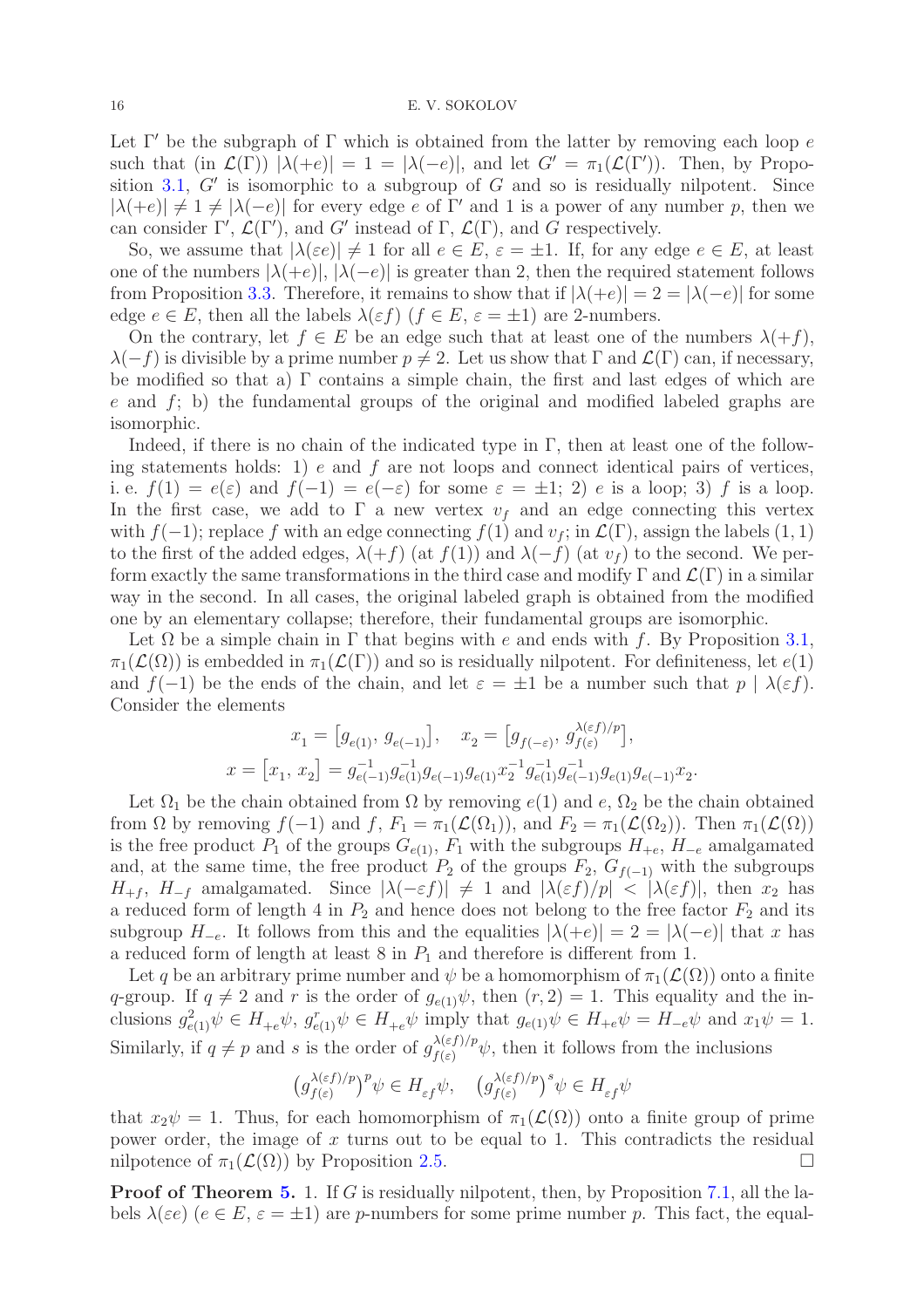Let $\Gamma'$ be the subgraph of $\Gamma$ which is obtained from the latter by removing each loop $e$ such that (in $\mathcal{L}(\Gamma)$) $|\lambda(+e)| = 1 = |\lambda(-e)|$, and let $G' = \pi_1(\mathcal{L}(\Gamma'))$. Then, by Proposition 3.1, $G'$ is isomorphic to a subgroup of $G$ and so is residually nilpotent. Since $|\lambda(+e)| \neq 1 \neq |\lambda(-e)|$ for every edge $e$ of $\Gamma'$ and 1 is a power of any number $p$, then we can consider $\Gamma'$, $\mathcal{L}(\Gamma')$, and $G'$ instead of $\Gamma$, $\mathcal{L}(\Gamma)$, and $G$ respectively.

So, we assume that $|\lambda(\varepsilon e)| \neq 1$ for all $e \in E$, $\varepsilon = \pm 1$. If, for any edge $e \in E$, at least one of the numbers $|\lambda(+e)|$, $|\lambda(-e)|$ is greater than 2, then the required statement follows from Proposition 3.3. Therefore, it remains to show that if $|\lambda(+e)| = 2 = |\lambda(-e)|$ for some edge $e \in E$, then all the labels $\lambda(\varepsilon f)$ ($f \in E$, $\varepsilon = \pm 1$) are 2-numbers.

On the contrary, let $f \in E$ be an edge such that at least one of the numbers $\lambda(+f)$, $\lambda(-f)$ is divisible by a prime number $p \neq 2$. Let us show that $\Gamma$ and $\mathcal{L}(\Gamma)$ can, if necessary, be modified so that a) $\Gamma$ contains a simple chain, the first and last edges of which are $e$ and $f$; b) the fundamental groups of the original and modified labeled graphs are isomorphic.

Indeed, if there is no chain of the indicated type in $\Gamma$, then at least one of the following statements holds: 1) $e$ and $f$ are not loops and connect identical pairs of vertices, i. e. $f(1) = e(\varepsilon)$ and $f(-1) = e(-\varepsilon)$ for some $\varepsilon = \pm 1$; 2) $e$ is a loop; 3) $f$ is a loop. In the first case, we add to $\Gamma$ a new vertex $v_f$ and an edge connecting this vertex with $f(-1)$; replace $f$ with an edge connecting $f(1)$ and $v_f$; in $\mathcal{L}(\Gamma)$, assign the labels $(1, 1)$ to the first of the added edges, $\lambda(+f)$ (at $f(1)$) and $\lambda(-f)$ (at $v_f$) to the second. We perform exactly the same transformations in the third case and modify $\Gamma$ and $\mathcal{L}(\Gamma)$ in a similar way in the second. In all cases, the original labeled graph is obtained from the modified one by an elementary collapse; therefore, their fundamental groups are isomorphic.

Let $\Omega$ be a simple chain in $\Gamma$ that begins with $e$ and ends with $f$. By Proposition 3.1, $\pi_1(\mathcal{L}(\Omega))$ is embedded in $\pi_1(\mathcal{L}(\Gamma))$ and so is residually nilpotent. For definiteness, let $e(1)$ and $f(-1)$ be the ends of the chain, and let $\varepsilon = \pm 1$ be a number such that $p \mid \lambda(\varepsilon f)$. Consider the elements

$$x_1 = \big[g_{e(1)},\, g_{e(-1)}\big], \quad x_2 = \big[g_{f(-\varepsilon)},\, g_{f(\varepsilon)}^{\lambda(\varepsilon f)/p}\big],$$
$$x = \big[x_1,\, x_2\big] = g_{e(-1)}^{-1} g_{e(1)}^{-1} g_{e(-1)} g_{e(1)} x_2^{-1} g_{e(1)}^{-1} g_{e(-1)}^{-1} g_{e(1)} g_{e(-1)} x_2.$$

Let $\Omega_1$ be the chain obtained from $\Omega$ by removing $e(1)$ and $e$, $\Omega_2$ be the chain obtained from $\Omega$ by removing $f(-1)$ and $f$, $F_1 = \pi_1(\mathcal{L}(\Omega_1))$, and $F_2 = \pi_1(\mathcal{L}(\Omega_2))$. Then $\pi_1(\mathcal{L}(\Omega))$ is the free product $P_1$ of the groups $G_{e(1)}$, $F_1$ with the subgroups $H_{+e}$, $H_{-e}$ amalgamated and, at the same time, the free product $P_2$ of the groups $F_2$, $G_{f(-1)}$ with the subgroups $H_{+f}$, $H_{-f}$ amalgamated. Since $|\lambda(-\varepsilon f)| \neq 1$ and $|\lambda(\varepsilon f)/p| < |\lambda(\varepsilon f)|$, then $x_2$ has a reduced form of length 4 in $P_2$ and hence does not belong to the free factor $F_2$ and its subgroup $H_{-e}$. It follows from this and the equalities $|\lambda(+e)| = 2 = |\lambda(-e)|$ that $x$ has a reduced form of length at least 8 in $P_1$ and therefore is different from 1.

Let $q$ be an arbitrary prime number and $\psi$ be a homomorphism of $\pi_1(\mathcal{L}(\Omega))$ onto a finite $q$-group. If $q \neq 2$ and $r$ is the order of $g_{e(1)}\psi$, then $(r, 2) = 1$. This equality and the inclusions $g_{e(1)}^2\psi \in H_{+e}\psi$, $g_{e(1)}^r\psi \in H_{+e}\psi$ imply that $g_{e(1)}\psi \in H_{+e}\psi = H_{-e}\psi$ and $x_1\psi = 1$. Similarly, if $q \neq p$ and $s$ is the order of $g_{f(\varepsilon)}^{\lambda(\varepsilon f)/p}\psi$, then it follows from the inclusions

$$\big(g_{f(\varepsilon)}^{\lambda(\varepsilon f)/p}\big)^p\psi \in H_{\varepsilon f}\psi, \quad \big(g_{f(\varepsilon)}^{\lambda(\varepsilon f)/p}\big)^s\psi \in H_{\varepsilon f}\psi$$

that $x_2\psi = 1$. Thus, for each homomorphism of $\pi_1(\mathcal{L}(\Omega))$ onto a finite group of prime power order, the image of $x$ turns out to be equal to 1. This contradicts the residual nilpotence of $\pi_1(\mathcal{L}(\Omega))$ by Proposition 2.5. $\square$

**Proof of Theorem 5.** 1. If $G$ is residually nilpotent, then, by Proposition 7.1, all the labels $\lambda(\varepsilon e)$ ($e \in E$, $\varepsilon = \pm 1$) are $p$-numbers for some prime number $p$. This fact, the equal-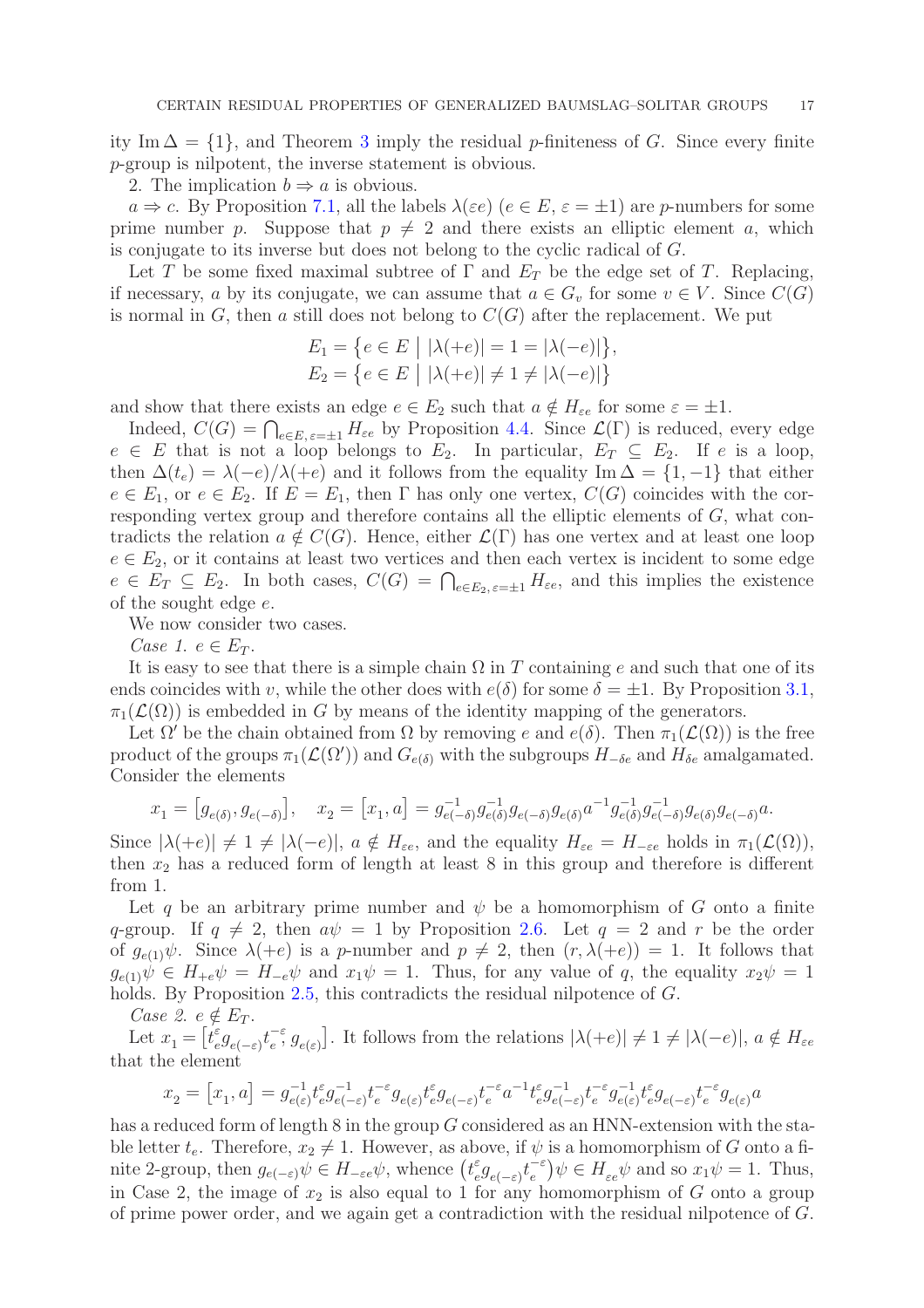ity $\operatorname{Im}\Delta = \{1\}$, and Theorem 3 imply the residual $p$-finiteness of $G$. Since every finite $p$-group is nilpotent, the inverse statement is obvious.

2. The implication $b \Rightarrow a$ is obvious.

$a \Rightarrow c$. By Proposition 7.1, all the labels $\lambda(\varepsilon e)$ ($e \in E$, $\varepsilon = \pm 1$) are $p$-numbers for some prime number $p$. Suppose that $p \neq 2$ and there exists an elliptic element $a$, which is conjugate to its inverse but does not belong to the cyclic radical of $G$.

Let $T$ be some fixed maximal subtree of $\Gamma$ and $E_T$ be the edge set of $T$. Replacing, if necessary, $a$ by its conjugate, we can assume that $a \in G_v$ for some $v \in V$. Since $C(G)$ is normal in $G$, then $a$ still does not belong to $C(G)$ after the replacement. We put

$$E_1 = \big\{e \in E \bigm| |\lambda(+e)| = 1 = |\lambda(-e)|\big\},$$
$$E_2 = \big\{e \in E \bigm| |\lambda(+e)| \neq 1 \neq |\lambda(-e)|\big\}$$

and show that there exists an edge $e \in E_2$ such that $a \notin H_{\varepsilon e}$ for some $\varepsilon = \pm 1$.

Indeed, $C(G) = \bigcap_{e \in E,\, \varepsilon = \pm 1} H_{\varepsilon e}$ by Proposition 4.4. Since $\mathcal{L}(\Gamma)$ is reduced, every edge $e \in E$ that is not a loop belongs to $E_2$. In particular, $E_T \subseteq E_2$. If $e$ is a loop, then $\Delta(t_e) = \lambda(-e)/\lambda(+e)$ and it follows from the equality $\operatorname{Im}\Delta = \{1, -1\}$ that either $e \in E_1$, or $e \in E_2$. If $E = E_1$, then $\Gamma$ has only one vertex, $C(G)$ coincides with the corresponding vertex group and therefore contains all the elliptic elements of $G$, what contradicts the relation $a \notin C(G)$. Hence, either $\mathcal{L}(\Gamma)$ has one vertex and at least one loop $e \in E_2$, or it contains at least two vertices and then each vertex is incident to some edge $e \in E_T \subseteq E_2$. In both cases, $C(G) = \bigcap_{e \in E_2,\, \varepsilon = \pm 1} H_{\varepsilon e}$, and this implies the existence of the sought edge $e$.

We now consider two cases.

*Case 1.* $e \in E_T$.

It is easy to see that there is a simple chain $\Omega$ in $T$ containing $e$ and such that one of its ends coincides with $v$, while the other does with $e(\delta)$ for some $\delta = \pm 1$. By Proposition 3.1, $\pi_1(\mathcal{L}(\Omega))$ is embedded in $G$ by means of the identity mapping of the generators.

Let $\Omega'$ be the chain obtained from $\Omega$ by removing $e$ and $e(\delta)$. Then $\pi_1(\mathcal{L}(\Omega))$ is the free product of the groups $\pi_1(\mathcal{L}(\Omega'))$ and $G_{e(\delta)}$ with the subgroups $H_{-\delta e}$ and $H_{\delta e}$ amalgamated. Consider the elements

$$x_1 = \big[g_{e(\delta)}, g_{e(-\delta)}\big], \quad x_2 = \big[x_1, a\big] = g_{e(-\delta)}^{-1} g_{e(\delta)}^{-1} g_{e(-\delta)} g_{e(\delta)} a^{-1} g_{e(\delta)}^{-1} g_{e(-\delta)}^{-1} g_{e(\delta)} g_{e(-\delta)} a.$$

Since $|\lambda(+e)| \neq 1 \neq |\lambda(-e)|$, $a \notin H_{\varepsilon e}$, and the equality $H_{\varepsilon e} = H_{-\varepsilon e}$ holds in $\pi_1(\mathcal{L}(\Omega))$, then $x_2$ has a reduced form of length at least 8 in this group and therefore is different from 1.

Let $q$ be an arbitrary prime number and $\psi$ be a homomorphism of $G$ onto a finite $q$-group. If $q \neq 2$, then $a\psi = 1$ by Proposition 2.6. Let $q = 2$ and $r$ be the order of $g_{e(1)}\psi$. Since $\lambda(+e)$ is a $p$-number and $p \neq 2$, then $(r, \lambda(+e)) = 1$. It follows that $g_{e(1)}\psi \in H_{+e}\psi = H_{-e}\psi$ and $x_1\psi = 1$. Thus, for any value of $q$, the equality $x_2\psi = 1$ holds. By Proposition 2.5, this contradicts the residual nilpotence of $G$.

*Case 2.* $e \notin E_T$.

Let $x_1 = \big[t_e^{\varepsilon} g_{e(-\varepsilon)} t_e^{-\varepsilon}, g_{e(\varepsilon)}\big]$. It follows from the relations $|\lambda(+e)| \neq 1 \neq |\lambda(-e)|$, $a \notin H_{\varepsilon e}$ that the element

$$x_2 = \big[x_1, a\big] = g_{e(\varepsilon)}^{-1} t_e^{\varepsilon} g_{e(-\varepsilon)}^{-1} t_e^{-\varepsilon} g_{e(\varepsilon)} t_e^{\varepsilon} g_{e(-\varepsilon)} t_e^{-\varepsilon} a^{-1} t_e^{\varepsilon} g_{e(-\varepsilon)}^{-1} t_e^{-\varepsilon} g_{e(\varepsilon)}^{-1} t_e^{\varepsilon} g_{e(-\varepsilon)} t_e^{-\varepsilon} g_{e(\varepsilon)} a$$

has a reduced form of length 8 in the group $G$ considered as an HNN-extension with the stable letter $t_e$. Therefore, $x_2 \neq 1$. However, as above, if $\psi$ is a homomorphism of $G$ onto a finite 2-group, then $g_{e(-\varepsilon)}\psi \in H_{-\varepsilon e}\psi$, whence $\big(t_e^{\varepsilon} g_{e(-\varepsilon)} t_e^{-\varepsilon}\big)\psi \in H_{\varepsilon e}\psi$ and so $x_1\psi = 1$. Thus, in Case 2, the image of $x_2$ is also equal to 1 for any homomorphism of $G$ onto a group of prime power order, and we again get a contradiction with the residual nilpotence of $G$.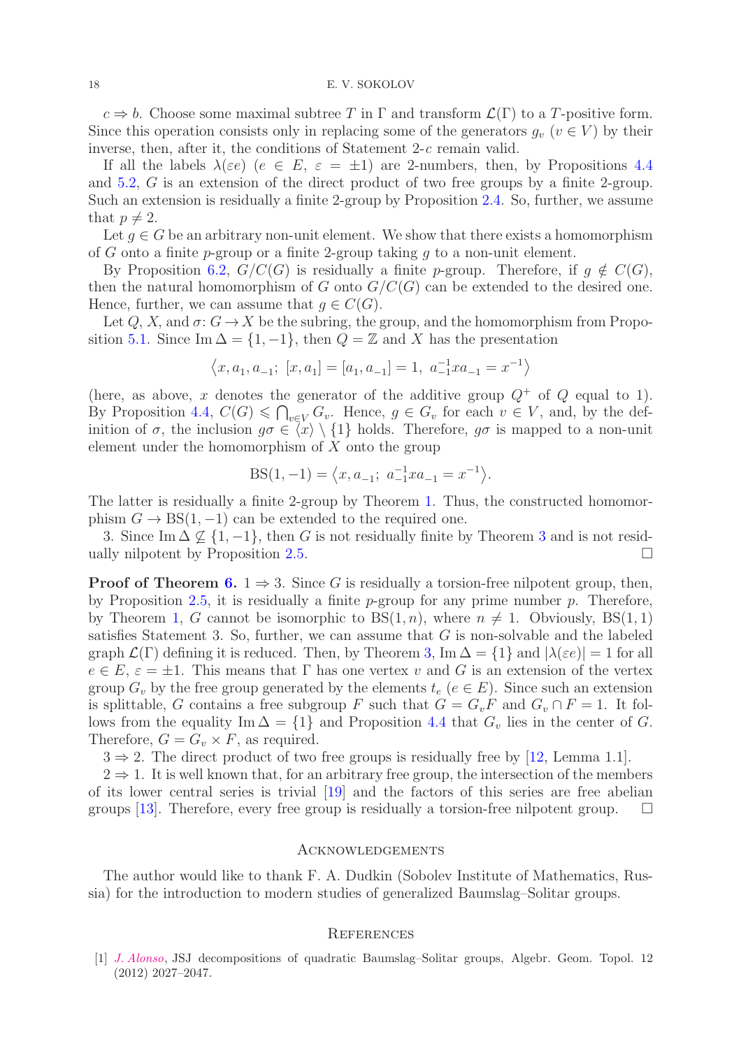$c \Rightarrow b$. Choose some maximal subtree $T$ in $\Gamma$ and transform $\mathcal{L}(\Gamma)$ to a $T$-positive form. Since this operation consists only in replacing some of the generators $g_v$ ($v \in V$) by their inverse, then, after it, the conditions of Statement 2-$c$ remain valid.

If all the labels $\lambda(\varepsilon e)$ ($e \in E$, $\varepsilon = \pm 1$) are 2-numbers, then, by Propositions 4.4 and 5.2, $G$ is an extension of the direct product of two free groups by a finite 2-group. Such an extension is residually a finite 2-group by Proposition 2.4. So, further, we assume that $p \neq 2$.

Let $g \in G$ be an arbitrary non-unit element. We show that there exists a homomorphism of $G$ onto a finite $p$-group or a finite 2-group taking $g$ to a non-unit element.

By Proposition 6.2, $G/C(G)$ is residually a finite $p$-group. Therefore, if $g \notin C(G)$, then the natural homomorphism of $G$ onto $G/C(G)$ can be extended to the desired one. Hence, further, we can assume that $g \in C(G)$.

Let $Q$, $X$, and $\sigma\colon G \to X$ be the subring, the group, and the homomorphism from Proposition 5.1. Since $\operatorname{Im}\Delta = \{1, -1\}$, then $Q = \mathbb{Z}$ and $X$ has the presentation

$$\langle x, a_1, a_{-1};\ [x, a_1] = [a_1, a_{-1}] = 1,\ a_{-1}^{-1} x a_{-1} = x^{-1} \rangle$$

(here, as above, $x$ denotes the generator of the additive group $Q^+$ of $Q$ equal to 1). By Proposition 4.4, $C(G) \leqslant \bigcap_{v \in V} G_v$. Hence, $g \in G_v$ for each $v \in V$, and, by the definition of $\sigma$, the inclusion $g\sigma \in \langle x \rangle \setminus \{1\}$ holds. Therefore, $g\sigma$ is mapped to a non-unit element under the homomorphism of $X$ onto the group

$$\mathrm{BS}(1, -1) = \langle x, a_{-1};\ a_{-1}^{-1} x a_{-1} = x^{-1} \rangle.$$

The latter is residually a finite 2-group by Theorem 1. Thus, the constructed homomorphism $G \to \mathrm{BS}(1, -1)$ can be extended to the required one.

3. Since $\operatorname{Im}\Delta \nsubseteq \{1, -1\}$, then $G$ is not residually finite by Theorem 3 and is not residually nilpotent by Proposition 2.5. $\square$

**Proof of Theorem 6.** $1 \Rightarrow 3$. Since $G$ is residually a torsion-free nilpotent group, then, by Proposition 2.5, it is residually a finite $p$-group for any prime number $p$. Therefore, by Theorem 1, $G$ cannot be isomorphic to $\mathrm{BS}(1, n)$, where $n \neq 1$. Obviously, $\mathrm{BS}(1, 1)$ satisfies Statement 3. So, further, we can assume that $G$ is non-solvable and the labeled graph $\mathcal{L}(\Gamma)$ defining it is reduced. Then, by Theorem 3, $\operatorname{Im}\Delta = \{1\}$ and $|\lambda(\varepsilon e)| = 1$ for all $e \in E$, $\varepsilon = \pm 1$. This means that $\Gamma$ has one vertex $v$ and $G$ is an extension of the vertex group $G_v$ by the free group generated by the elements $t_e$ ($e \in E$). Since such an extension is splittable, $G$ contains a free subgroup $F$ such that $G = G_v F$ and $G_v \cap F = 1$. It follows from the equality $\operatorname{Im}\Delta = \{1\}$ and Proposition 4.4 that $G_v$ lies in the center of $G$. Therefore, $G = G_v \times F$, as required.

$3 \Rightarrow 2$. The direct product of two free groups is residually free by [12, Lemma 1.1].

$2 \Rightarrow 1$. It is well known that, for an arbitrary free group, the intersection of the members of its lower central series is trivial [19] and the factors of this series are free abelian groups [13]. Therefore, every free group is residually a torsion-free nilpotent group. $\square$

## Acknowledgements

The author would like to thank F. A. Dudkin (Sobolev Institute of Mathematics, Russia) for the introduction to modern studies of generalized Baumslag–Solitar groups.

## References

[1] *J. Alonso*, JSJ decompositions of quadratic Baumslag–Solitar groups, Algebr. Geom. Topol. 12 (2012) 2027–2047.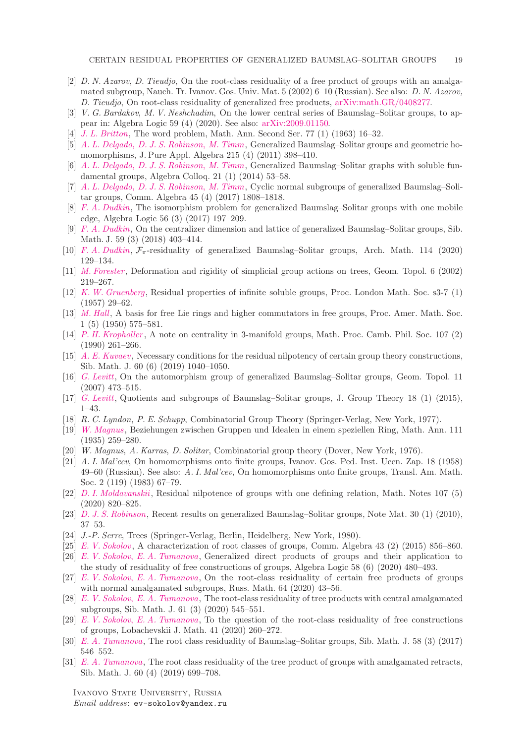[2] *D. N. Azarov*, *D. Tieudjo*, On the root-class residuality of a free product of groups with an amalgamated subgroup, Nauch. Tr. Ivanov. Gos. Univ. Mat. 5 (2002) 6–10 (Russian). See also: *D. N. Azarov, D. Tieudjo*, On root-class residuality of generalized free products, arXiv:math.GR/0408277.

[3] *V. G. Bardakov*, *M. V. Neshchadim*, On the lower central series of Baumslag–Solitar groups, to appear in: Algebra Logic 59 (4) (2020). See also: arXiv:2009.01150.

[4] *J. L. Britton*, The word problem, Math. Ann. Second Ser. 77 (1) (1963) 16–32.

[5] *A. L. Delgado, D. J. S. Robinson, M. Timm*, Generalized Baumslag–Solitar groups and geometric homomorphisms, J. Pure Appl. Algebra 215 (4) (2011) 398–410.

[6] *A. L. Delgado, D. J. S. Robinson, M. Timm*, Generalized Baumslag–Solitar graphs with soluble fundamental groups, Algebra Colloq. 21 (1) (2014) 53–58.

[7] *A. L. Delgado, D. J. S. Robinson, M. Timm*, Cyclic normal subgroups of generalized Baumslag–Solitar groups, Comm. Algebra 45 (4) (2017) 1808–1818.

[8] *F. A. Dudkin*, The isomorphism problem for generalized Baumslag–Solitar groups with one mobile edge, Algebra Logic 56 (3) (2017) 197–209.

[9] *F. A. Dudkin*, On the centralizer dimension and lattice of generalized Baumslag–Solitar groups, Sib. Math. J. 59 (3) (2018) 403–414.

[10] *F. A. Dudkin*, $\mathcal{F}_\pi$-residuality of generalized Baumslag–Solitar groups, Arch. Math. 114 (2020) 129–134.

[11] *M. Forester*, Deformation and rigidity of simplicial group actions on trees, Geom. Topol. 6 (2002) 219–267.

[12] *K. W. Gruenberg*, Residual properties of infinite soluble groups, Proc. London Math. Soc. s3-7 (1) (1957) 29–62.

[13] *M. Hall*, A basis for free Lie rings and higher commutators in free groups, Proc. Amer. Math. Soc. 1 (5) (1950) 575–581.

[14] *P. H. Kropholler*, A note on centrality in 3-manifold groups, Math. Proc. Camb. Phil. Soc. 107 (2) (1990) 261–266.

[15] *A. E. Kuvaev*, Necessary conditions for the residual nilpotency of certain group theory constructions, Sib. Math. J. 60 (6) (2019) 1040–1050.

[16] *G. Levitt*, On the automorphism group of generalized Baumslag–Solitar groups, Geom. Topol. 11 (2007) 473–515.

[17] *G. Levitt*, Quotients and subgroups of Baumslag–Solitar groups, J. Group Theory 18 (1) (2015), 1–43.

[18] *R. C. Lyndon*, *P. E. Schupp*, Combinatorial Group Theory (Springer-Verlag, New York, 1977).

[19] *W. Magnus*, Beziehungen zwischen Gruppen und Idealen in einem speziellen Ring, Math. Ann. 111 (1935) 259–280.

[20] *W. Magnus*, *A. Karras*, *D. Solitar*, Combinatorial group theory (Dover, New York, 1976).

[21] *A. I. Mal'cev*, On homomorphisms onto finite groups, Ivanov. Gos. Ped. Inst. Ucen. Zap. 18 (1958) 49–60 (Russian). See also: *A. I. Mal'cev*, On homomorphisms onto finite groups, Transl. Am. Math. Soc. 2 (119) (1983) 67–79.

[22] *D. I. Moldavanskii*, Residual nilpotence of groups with one defining relation, Math. Notes 107 (5) (2020) 820–825.

[23] *D. J. S. Robinson*, Recent results on generalized Baumslag–Solitar groups, Note Mat. 30 (1) (2010), 37–53.

[24] *J.-P. Serre*, Trees (Springer-Verlag, Berlin, Heidelberg, New York, 1980).

[25] *E. V. Sokolov*, A characterization of root classes of groups, Comm. Algebra 43 (2) (2015) 856–860.

[26] *E. V. Sokolov, E. A. Tumanova*, Generalized direct products of groups and their application to the study of residuality of free constructions of groups, Algebra Logic 58 (6) (2020) 480–493.

[27] *E. V. Sokolov, E. A. Tumanova*, On the root-class residuality of certain free products of groups with normal amalgamated subgroups, Russ. Math. 64 (2020) 43–56.

[28] *E. V. Sokolov, E. A. Tumanova*, The root-class residuality of tree products with central amalgamated subgroups, Sib. Math. J. 61 (3) (2020) 545–551.

[29] *E. V. Sokolov, E. A. Tumanova*, To the question of the root-class residuality of free constructions of groups, Lobachevskii J. Math. 41 (2020) 260–272.

[30] *E. A. Tumanova*, The root class residuality of Baumslag–Solitar groups, Sib. Math. J. 58 (3) (2017) 546–552.

[31] *E. A. Tumanova*, The root class residuality of the tree product of groups with amalgamated retracts, Sib. Math. J. 60 (4) (2019) 699–708.

Ivanovo State University, Russia
*Email address*: ev-sokolov@yandex.ru